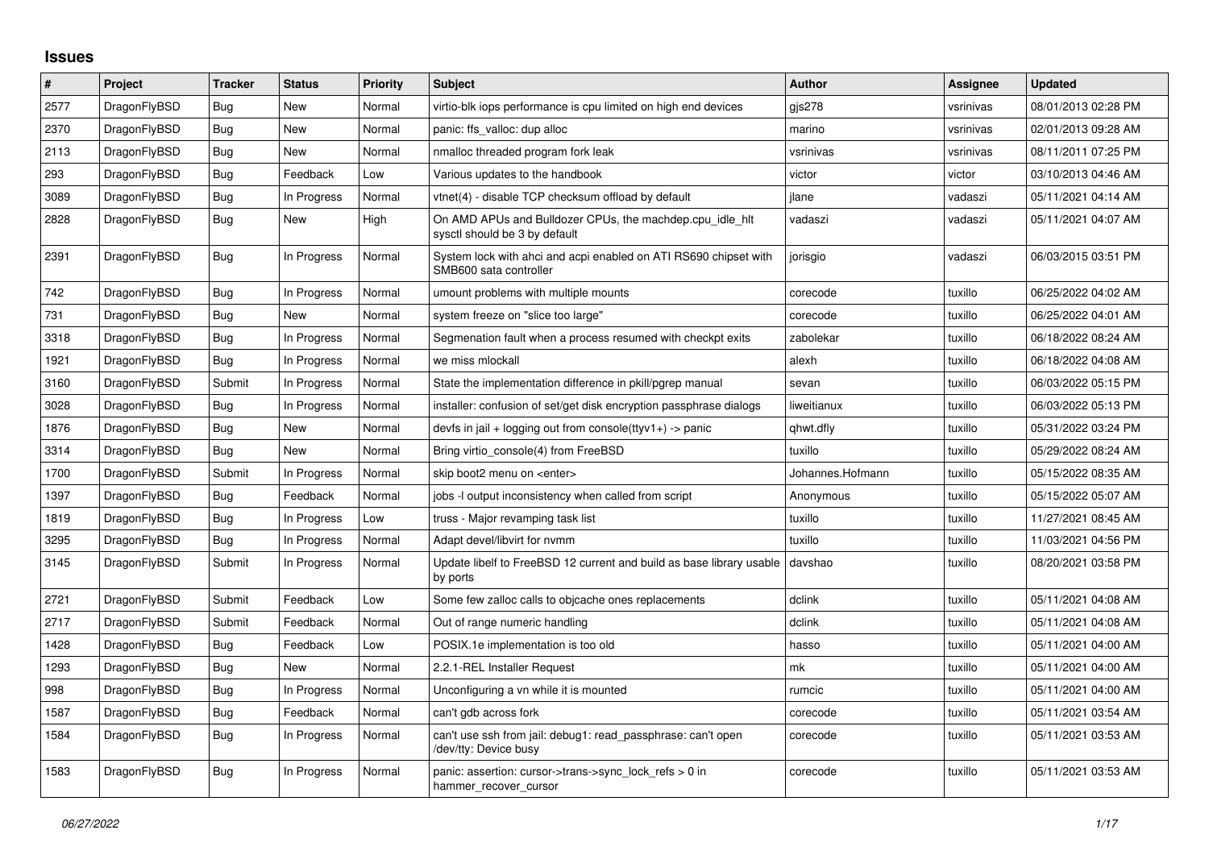# Issues

| # | Project | Tracker | Status | Priority | Subject | Author | Assignee | Updated |
|---|---|---|---|---|---|---|---|---|
| 2577 | DragonFlyBSD | Bug | New | Normal | virtio-blk iops performance is cpu limited on high end devices | gjs278 | vsrinivas | 08/01/2013 02:28 PM |
| 2370 | DragonFlyBSD | Bug | New | Normal | panic: ffs_valloc: dup alloc | marino | vsrinivas | 02/01/2013 09:28 AM |
| 2113 | DragonFlyBSD | Bug | New | Normal | nmalloc threaded program fork leak | vsrinivas | vsrinivas | 08/11/2011 07:25 PM |
| 293 | DragonFlyBSD | Bug | Feedback | Low | Various updates to the handbook | victor | victor | 03/10/2013 04:46 AM |
| 3089 | DragonFlyBSD | Bug | In Progress | Normal | vtnet(4) - disable TCP checksum offload by default | jlane | vadaszi | 05/11/2021 04:14 AM |
| 2828 | DragonFlyBSD | Bug | New | High | On AMD APUs and Bulldozer CPUs, the machdep.cpu_idle_hlt sysctl should be 3 by default | vadaszi | vadaszi | 05/11/2021 04:07 AM |
| 2391 | DragonFlyBSD | Bug | In Progress | Normal | System lock with ahci and acpi enabled on ATI RS690 chipset with SMB600 sata controller | jorisgio | vadaszi | 06/03/2015 03:51 PM |
| 742 | DragonFlyBSD | Bug | In Progress | Normal | umount problems with multiple mounts | corecode | tuxillo | 06/25/2022 04:02 AM |
| 731 | DragonFlyBSD | Bug | New | Normal | system freeze on "slice too large" | corecode | tuxillo | 06/25/2022 04:01 AM |
| 3318 | DragonFlyBSD | Bug | In Progress | Normal | Segmenation fault when a process resumed with checkpt exits | zabolekar | tuxillo | 06/18/2022 08:24 AM |
| 1921 | DragonFlyBSD | Bug | In Progress | Normal | we miss mlockall | alexh | tuxillo | 06/18/2022 04:08 AM |
| 3160 | DragonFlyBSD | Submit | In Progress | Normal | State the implementation difference in pkill/pgrep manual | sevan | tuxillo | 06/03/2022 05:15 PM |
| 3028 | DragonFlyBSD | Bug | In Progress | Normal | installer: confusion of set/get disk encryption passphrase dialogs | liweitianux | tuxillo | 06/03/2022 05:13 PM |
| 1876 | DragonFlyBSD | Bug | New | Normal | devfs in jail + logging out from console(ttyv1+) -> panic | qhwt.dfly | tuxillo | 05/31/2022 03:24 PM |
| 3314 | DragonFlyBSD | Bug | New | Normal | Bring virtio_console(4) from FreeBSD | tuxillo | tuxillo | 05/29/2022 08:24 AM |
| 1700 | DragonFlyBSD | Submit | In Progress | Normal | skip boot2 menu on <enter> | Johannes.Hofmann | tuxillo | 05/15/2022 08:35 AM |
| 1397 | DragonFlyBSD | Bug | Feedback | Normal | jobs -l output inconsistency when called from script | Anonymous | tuxillo | 05/15/2022 05:07 AM |
| 1819 | DragonFlyBSD | Bug | In Progress | Low | truss - Major revamping task list | tuxillo | tuxillo | 11/27/2021 08:45 AM |
| 3295 | DragonFlyBSD | Bug | In Progress | Normal | Adapt devel/libvirt for nvmm | tuxillo | tuxillo | 11/03/2021 04:56 PM |
| 3145 | DragonFlyBSD | Submit | In Progress | Normal | Update libelf to FreeBSD 12 current and build as base library usable by ports | davshao | tuxillo | 08/20/2021 03:58 PM |
| 2721 | DragonFlyBSD | Submit | Feedback | Low | Some few zalloc calls to objcache ones replacements | dclink | tuxillo | 05/11/2021 04:08 AM |
| 2717 | DragonFlyBSD | Submit | Feedback | Normal | Out of range numeric handling | dclink | tuxillo | 05/11/2021 04:08 AM |
| 1428 | DragonFlyBSD | Bug | Feedback | Low | POSIX.1e implementation is too old | hasso | tuxillo | 05/11/2021 04:00 AM |
| 1293 | DragonFlyBSD | Bug | New | Normal | 2.2.1-REL Installer Request | mk | tuxillo | 05/11/2021 04:00 AM |
| 998 | DragonFlyBSD | Bug | In Progress | Normal | Unconfiguring a vn while it is mounted | rumcic | tuxillo | 05/11/2021 04:00 AM |
| 1587 | DragonFlyBSD | Bug | Feedback | Normal | can't gdb across fork | corecode | tuxillo | 05/11/2021 03:54 AM |
| 1584 | DragonFlyBSD | Bug | In Progress | Normal | can't use ssh from jail: debug1: read_passphrase: can't open /dev/tty: Device busy | corecode | tuxillo | 05/11/2021 03:53 AM |
| 1583 | DragonFlyBSD | Bug | In Progress | Normal | panic: assertion: cursor->trans->sync_lock_refs > 0 in hammer_recover_cursor | corecode | tuxillo | 05/11/2021 03:53 AM |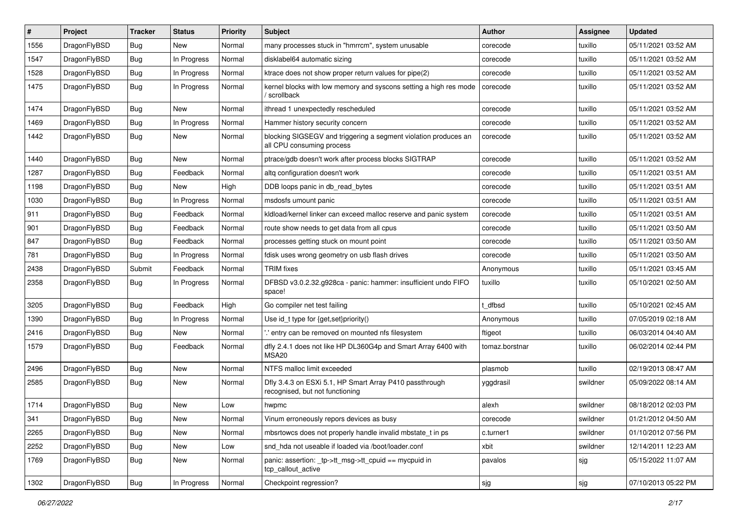| # | Project | Tracker | Status | Priority | Subject | Author | Assignee | Updated |
|---|---|---|---|---|---|---|---|---|
| 1556 | DragonFlyBSD | Bug | New | Normal | many processes stuck in "hmrrcm", system unusable | corecode | tuxillo | 05/11/2021 03:52 AM |
| 1547 | DragonFlyBSD | Bug | In Progress | Normal | disklabel64 automatic sizing | corecode | tuxillo | 05/11/2021 03:52 AM |
| 1528 | DragonFlyBSD | Bug | In Progress | Normal | ktrace does not show proper return values for pipe(2) | corecode | tuxillo | 05/11/2021 03:52 AM |
| 1475 | DragonFlyBSD | Bug | In Progress | Normal | kernel blocks with low memory and syscons setting a high res mode / scrollback | corecode | tuxillo | 05/11/2021 03:52 AM |
| 1474 | DragonFlyBSD | Bug | New | Normal | ithread 1 unexpectedly rescheduled | corecode | tuxillo | 05/11/2021 03:52 AM |
| 1469 | DragonFlyBSD | Bug | In Progress | Normal | Hammer history security concern | corecode | tuxillo | 05/11/2021 03:52 AM |
| 1442 | DragonFlyBSD | Bug | New | Normal | blocking SIGSEGV and triggering a segment violation produces an all CPU consuming process | corecode | tuxillo | 05/11/2021 03:52 AM |
| 1440 | DragonFlyBSD | Bug | New | Normal | ptrace/gdb doesn't work after process blocks SIGTRAP | corecode | tuxillo | 05/11/2021 03:52 AM |
| 1287 | DragonFlyBSD | Bug | Feedback | Normal | altq configuration doesn't work | corecode | tuxillo | 05/11/2021 03:51 AM |
| 1198 | DragonFlyBSD | Bug | New | High | DDB loops panic in db_read_bytes | corecode | tuxillo | 05/11/2021 03:51 AM |
| 1030 | DragonFlyBSD | Bug | In Progress | Normal | msdosfs umount panic | corecode | tuxillo | 05/11/2021 03:51 AM |
| 911 | DragonFlyBSD | Bug | Feedback | Normal | kldload/kernel linker can exceed malloc reserve and panic system | corecode | tuxillo | 05/11/2021 03:51 AM |
| 901 | DragonFlyBSD | Bug | Feedback | Normal | route show needs to get data from all cpus | corecode | tuxillo | 05/11/2021 03:50 AM |
| 847 | DragonFlyBSD | Bug | Feedback | Normal | processes getting stuck on mount point | corecode | tuxillo | 05/11/2021 03:50 AM |
| 781 | DragonFlyBSD | Bug | In Progress | Normal | fdisk uses wrong geometry on usb flash drives | corecode | tuxillo | 05/11/2021 03:50 AM |
| 2438 | DragonFlyBSD | Submit | Feedback | Normal | TRIM fixes | Anonymous | tuxillo | 05/11/2021 03:45 AM |
| 2358 | DragonFlyBSD | Bug | In Progress | Normal | DFBSD v3.0.2.32.g928ca - panic: hammer: insufficient undo FIFO space! | tuxillo | tuxillo | 05/10/2021 02:50 AM |
| 3205 | DragonFlyBSD | Bug | Feedback | High | Go compiler net test failing | t_dfbsd | tuxillo | 05/10/2021 02:45 AM |
| 1390 | DragonFlyBSD | Bug | In Progress | Normal | Use id_t type for {get,set}priority() | Anonymous | tuxillo | 07/05/2019 02:18 AM |
| 2416 | DragonFlyBSD | Bug | New | Normal | '.' entry can be removed on mounted nfs filesystem | ftigeot | tuxillo | 06/03/2014 04:40 AM |
| 1579 | DragonFlyBSD | Bug | Feedback | Normal | dfly 2.4.1 does not like HP DL360G4p and Smart Array 6400 with MSA20 | tomaz.borstnar | tuxillo | 06/02/2014 02:44 PM |
| 2496 | DragonFlyBSD | Bug | New | Normal | NTFS malloc limit exceeded | plasmob | tuxillo | 02/19/2013 08:47 AM |
| 2585 | DragonFlyBSD | Bug | New | Normal | Dfly 3.4.3 on ESXi 5.1, HP Smart Array P410 passthrough recognised, but not functioning | yggdrasil | swildner | 05/09/2022 08:14 AM |
| 1714 | DragonFlyBSD | Bug | New | Low | hwpmc | alexh | swildner | 08/18/2012 02:03 PM |
| 341 | DragonFlyBSD | Bug | New | Normal | Vinum erroneously repors devices as busy | corecode | swildner | 01/21/2012 04:50 AM |
| 2265 | DragonFlyBSD | Bug | New | Normal | mbsrtowcs does not properly handle invalid mbstate_t in ps | c.turner1 | swildner | 01/10/2012 07:56 PM |
| 2252 | DragonFlyBSD | Bug | New | Low | snd_hda not useable if loaded via /boot/loader.conf | xbit | swildner | 12/14/2011 12:23 AM |
| 1769 | DragonFlyBSD | Bug | New | Normal | panic: assertion: _tp->tt_msg->tt_cpuid == mycpuid in tcp_callout_active | pavalos | sjg | 05/15/2022 11:07 AM |
| 1302 | DragonFlyBSD | Bug | In Progress | Normal | Checkpoint regression? | sjg | sjg | 07/10/2013 05:22 PM |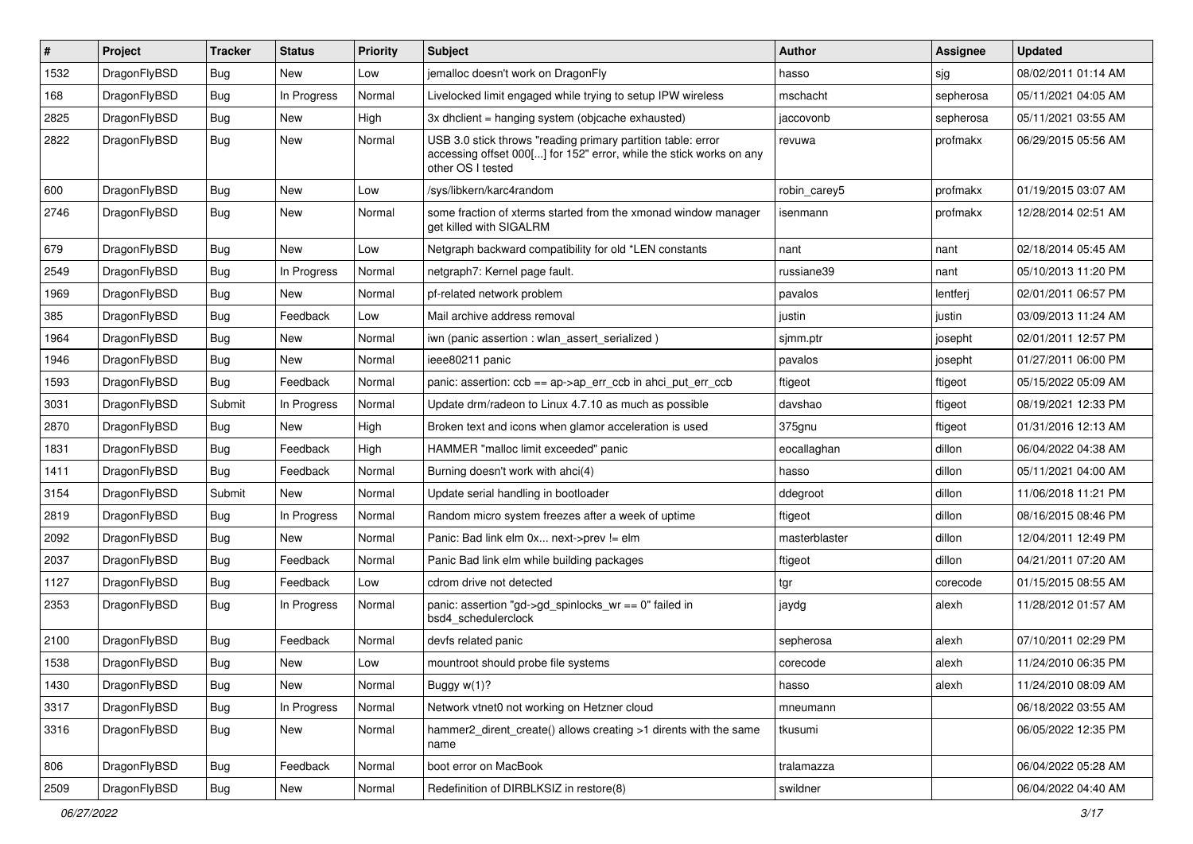| # | Project | Tracker | Status | Priority | Subject | Author | Assignee | Updated |
|---|---|---|---|---|---|---|---|---|
| 1532 | DragonFlyBSD | Bug | New | Low | jemalloc doesn't work on DragonFly | hasso | sjg | 08/02/2011 01:14 AM |
| 168 | DragonFlyBSD | Bug | In Progress | Normal | Livelocked limit engaged while trying to setup IPW wireless | mschacht | sepherosa | 05/11/2021 04:05 AM |
| 2825 | DragonFlyBSD | Bug | New | High | 3x dhclient = hanging system (objcache exhausted) | jaccovonb | sepherosa | 05/11/2021 03:55 AM |
| 2822 | DragonFlyBSD | Bug | New | Normal | USB 3.0 stick throws "reading primary partition table: error accessing offset 000[...] for 152" error, while the stick works on any other OS I tested | revuwa | profmakx | 06/29/2015 05:56 AM |
| 600 | DragonFlyBSD | Bug | New | Low | /sys/libkern/karc4random | robin_carey5 | profmakx | 01/19/2015 03:07 AM |
| 2746 | DragonFlyBSD | Bug | New | Normal | some fraction of xterms started from the xmonad window manager get killed with SIGALRM | isenmann | profmakx | 12/28/2014 02:51 AM |
| 679 | DragonFlyBSD | Bug | New | Low | Netgraph backward compatibility for old *LEN constants | nant | nant | 02/18/2014 05:45 AM |
| 2549 | DragonFlyBSD | Bug | In Progress | Normal | netgraph7: Kernel page fault. | russiane39 | nant | 05/10/2013 11:20 PM |
| 1969 | DragonFlyBSD | Bug | New | Normal | pf-related network problem | pavalos | lentferj | 02/01/2011 06:57 PM |
| 385 | DragonFlyBSD | Bug | Feedback | Low | Mail archive address removal | justin | justin | 03/09/2013 11:24 AM |
| 1964 | DragonFlyBSD | Bug | New | Normal | iwn (panic assertion : wlan_assert_serialized ) | sjmm.ptr | josepht | 02/01/2011 12:57 PM |
| 1946 | DragonFlyBSD | Bug | New | Normal | ieee80211 panic | pavalos | josepht | 01/27/2011 06:00 PM |
| 1593 | DragonFlyBSD | Bug | Feedback | Normal | panic: assertion: ccb == ap->ap_err_ccb in ahci_put_err_ccb | ftigeot | ftigeot | 05/15/2022 05:09 AM |
| 3031 | DragonFlyBSD | Submit | In Progress | Normal | Update drm/radeon to Linux 4.7.10 as much as possible | davshao | ftigeot | 08/19/2021 12:33 PM |
| 2870 | DragonFlyBSD | Bug | New | High | Broken text and icons when glamor acceleration is used | 375gnu | ftigeot | 01/31/2016 12:13 AM |
| 1831 | DragonFlyBSD | Bug | Feedback | High | HAMMER "malloc limit exceeded" panic | eocallaghan | dillon | 06/04/2022 04:38 AM |
| 1411 | DragonFlyBSD | Bug | Feedback | Normal | Burning doesn't work with ahci(4) | hasso | dillon | 05/11/2021 04:00 AM |
| 3154 | DragonFlyBSD | Submit | New | Normal | Update serial handling in bootloader | ddegroot | dillon | 11/06/2018 11:21 PM |
| 2819 | DragonFlyBSD | Bug | In Progress | Normal | Random micro system freezes after a week of uptime | ftigeot | dillon | 08/16/2015 08:46 PM |
| 2092 | DragonFlyBSD | Bug | New | Normal | Panic: Bad link elm 0x... next->prev != elm | masterblaster | dillon | 12/04/2011 12:49 PM |
| 2037 | DragonFlyBSD | Bug | Feedback | Normal | Panic Bad link elm while building packages | ftigeot | dillon | 04/21/2011 07:20 AM |
| 1127 | DragonFlyBSD | Bug | Feedback | Low | cdrom drive not detected | tgr | corecode | 01/15/2015 08:55 AM |
| 2353 | DragonFlyBSD | Bug | In Progress | Normal | panic: assertion "gd->gd_spinlocks_wr == 0" failed in bsd4_schedulerclock | jaydg | alexh | 11/28/2012 01:57 AM |
| 2100 | DragonFlyBSD | Bug | Feedback | Normal | devfs related panic | sepherosa | alexh | 07/10/2011 02:29 PM |
| 1538 | DragonFlyBSD | Bug | New | Low | mountroot should probe file systems | corecode | alexh | 11/24/2010 06:35 PM |
| 1430 | DragonFlyBSD | Bug | New | Normal | Buggy w(1)? | hasso | alexh | 11/24/2010 08:09 AM |
| 3317 | DragonFlyBSD | Bug | In Progress | Normal | Network vtnet0 not working on Hetzner cloud | mneumann | | 06/18/2022 03:55 AM |
| 3316 | DragonFlyBSD | Bug | New | Normal | hammer2_dirent_create() allows creating >1 dirents with the same name | tkusumi | | 06/05/2022 12:35 PM |
| 806 | DragonFlyBSD | Bug | Feedback | Normal | boot error on MacBook | tralamazza | | 06/04/2022 05:28 AM |
| 2509 | DragonFlyBSD | Bug | New | Normal | Redefinition of DIRBLKSIZ in restore(8) | swildner | | 06/04/2022 04:40 AM |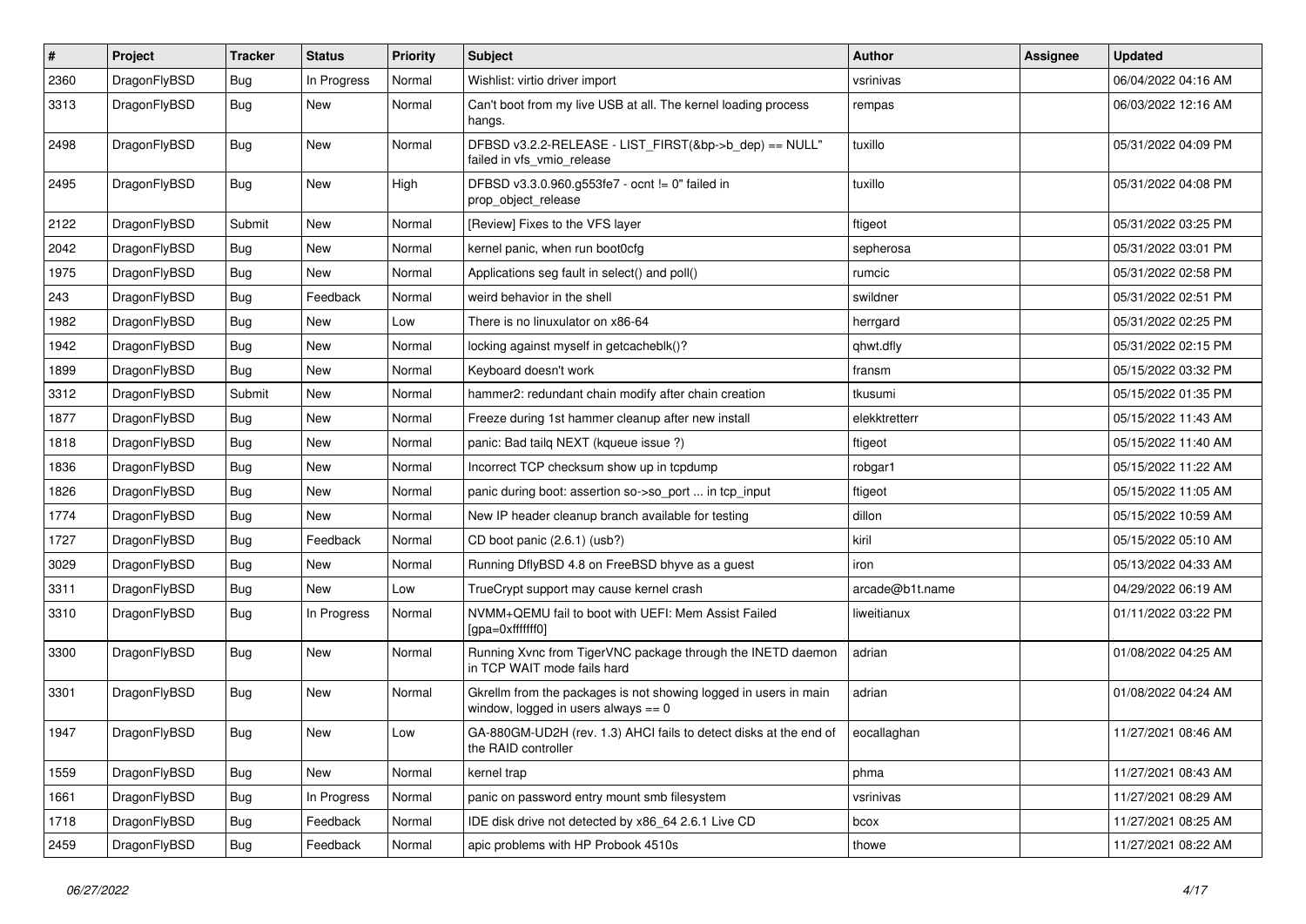| # | Project | Tracker | Status | Priority | Subject | Author | Assignee | Updated |
|---|---|---|---|---|---|---|---|---|
| 2360 | DragonFlyBSD | Bug | In Progress | Normal | Wishlist: virtio driver import | vsrinivas | | 06/04/2022 04:16 AM |
| 3313 | DragonFlyBSD | Bug | New | Normal | Can't boot from my live USB at all. The kernel loading process hangs. | rempas | | 06/03/2022 12:16 AM |
| 2498 | DragonFlyBSD | Bug | New | Normal | DFBSD v3.2.2-RELEASE - LIST_FIRST(&bp->b_dep) == NULL" failed in vfs_vmio_release | tuxillo | | 05/31/2022 04:09 PM |
| 2495 | DragonFlyBSD | Bug | New | High | DFBSD v3.3.0.960.g553fe7 - ocnt != 0" failed in prop_object_release | tuxillo | | 05/31/2022 04:08 PM |
| 2122 | DragonFlyBSD | Submit | New | Normal | [Review] Fixes to the VFS layer | ftigeot | | 05/31/2022 03:25 PM |
| 2042 | DragonFlyBSD | Bug | New | Normal | kernel panic, when run boot0cfg | sepherosa | | 05/31/2022 03:01 PM |
| 1975 | DragonFlyBSD | Bug | New | Normal | Applications seg fault in select() and poll() | rumcic | | 05/31/2022 02:58 PM |
| 243 | DragonFlyBSD | Bug | Feedback | Normal | weird behavior in the shell | swildner | | 05/31/2022 02:51 PM |
| 1982 | DragonFlyBSD | Bug | New | Low | There is no linuxulator on x86-64 | herrgard | | 05/31/2022 02:25 PM |
| 1942 | DragonFlyBSD | Bug | New | Normal | locking against myself in getcacheblk()? | qhwt.dfly | | 05/31/2022 02:15 PM |
| 1899 | DragonFlyBSD | Bug | New | Normal | Keyboard doesn't work | fransm | | 05/15/2022 03:32 PM |
| 3312 | DragonFlyBSD | Submit | New | Normal | hammer2: redundant chain modify after chain creation | tkusumi | | 05/15/2022 01:35 PM |
| 1877 | DragonFlyBSD | Bug | New | Normal | Freeze during 1st hammer cleanup after new install | elekktretterr | | 05/15/2022 11:43 AM |
| 1818 | DragonFlyBSD | Bug | New | Normal | panic: Bad tailq NEXT (kqueue issue ?) | ftigeot | | 05/15/2022 11:40 AM |
| 1836 | DragonFlyBSD | Bug | New | Normal | Incorrect TCP checksum show up in tcpdump | robgar1 | | 05/15/2022 11:22 AM |
| 1826 | DragonFlyBSD | Bug | New | Normal | panic during boot: assertion so->so_port ... in tcp_input | ftigeot | | 05/15/2022 11:05 AM |
| 1774 | DragonFlyBSD | Bug | New | Normal | New IP header cleanup branch available for testing | dillon | | 05/15/2022 10:59 AM |
| 1727 | DragonFlyBSD | Bug | Feedback | Normal | CD boot panic (2.6.1) (usb?) | kiril | | 05/15/2022 05:10 AM |
| 3029 | DragonFlyBSD | Bug | New | Normal | Running DflyBSD 4.8 on FreeBSD bhyve as a guest | iron | | 05/13/2022 04:33 AM |
| 3311 | DragonFlyBSD | Bug | New | Low | TrueCrypt support may cause kernel crash | arcade@b1t.name | | 04/29/2022 06:19 AM |
| 3310 | DragonFlyBSD | Bug | In Progress | Normal | NVMM+QEMU fail to boot with UEFI: Mem Assist Failed [gpa=0xfffffff0] | liweitianux | | 01/11/2022 03:22 PM |
| 3300 | DragonFlyBSD | Bug | New | Normal | Running Xvnc from TigerVNC package through the INETD daemon in TCP WAIT mode fails hard | adrian | | 01/08/2022 04:25 AM |
| 3301 | DragonFlyBSD | Bug | New | Normal | Gkrellm from the packages is not showing logged in users in main window, logged in users always == 0 | adrian | | 01/08/2022 04:24 AM |
| 1947 | DragonFlyBSD | Bug | New | Low | GA-880GM-UD2H (rev. 1.3) AHCI fails to detect disks at the end of the RAID controller | eocallaghan | | 11/27/2021 08:46 AM |
| 1559 | DragonFlyBSD | Bug | New | Normal | kernel trap | phma | | 11/27/2021 08:43 AM |
| 1661 | DragonFlyBSD | Bug | In Progress | Normal | panic on password entry mount smb filesystem | vsrinivas | | 11/27/2021 08:29 AM |
| 1718 | DragonFlyBSD | Bug | Feedback | Normal | IDE disk drive not detected by x86_64 2.6.1 Live CD | bcox | | 11/27/2021 08:25 AM |
| 2459 | DragonFlyBSD | Bug | Feedback | Normal | apic problems with HP Probook 4510s | thowe | | 11/27/2021 08:22 AM |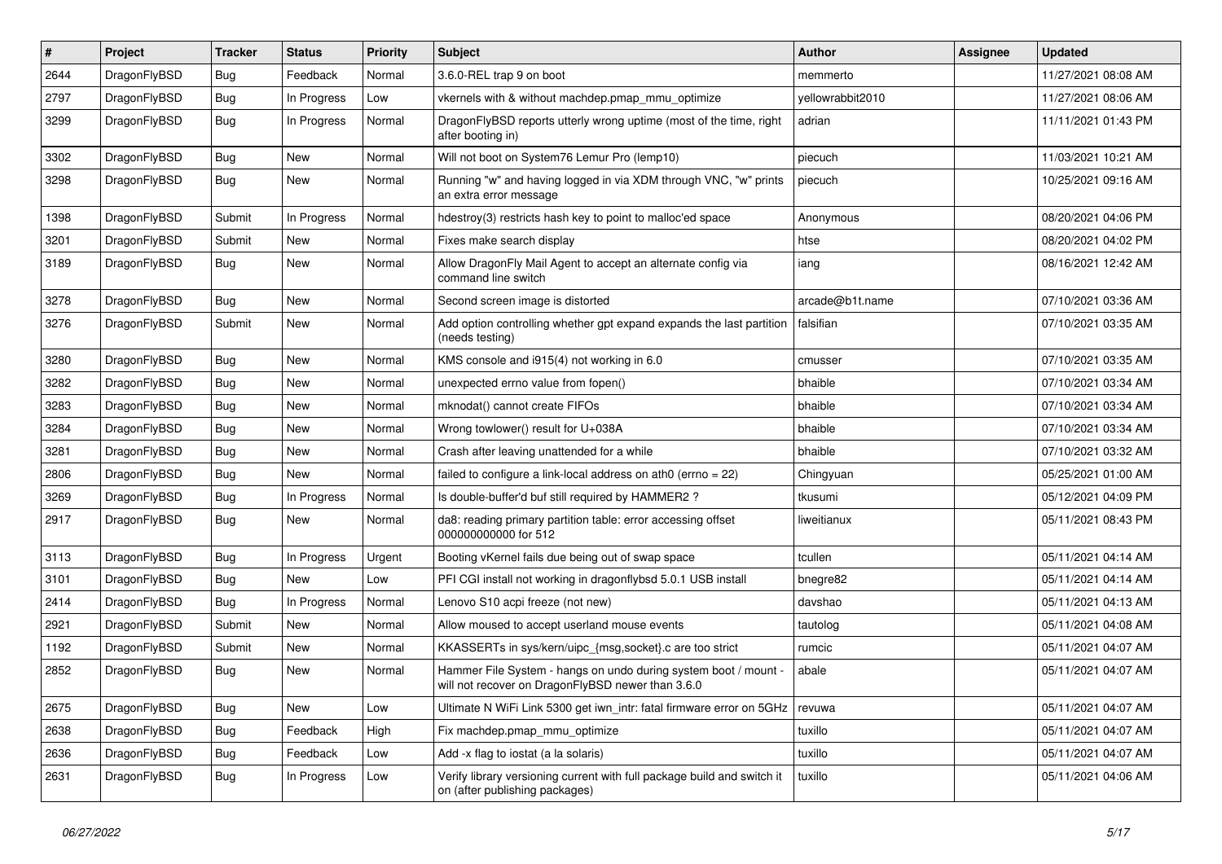| # | Project | Tracker | Status | Priority | Subject | Author | Assignee | Updated |
|---|---|---|---|---|---|---|---|---|
| 2644 | DragonFlyBSD | Bug | Feedback | Normal | 3.6.0-REL trap 9 on boot | memmerto | | 11/27/2021 08:08 AM |
| 2797 | DragonFlyBSD | Bug | In Progress | Low | vkernels with & without machdep.pmap_mmu_optimize | yellowrabbit2010 | | 11/27/2021 08:06 AM |
| 3299 | DragonFlyBSD | Bug | In Progress | Normal | DragonFlyBSD reports utterly wrong uptime (most of the time, right after booting in) | adrian | | 11/11/2021 01:43 PM |
| 3302 | DragonFlyBSD | Bug | New | Normal | Will not boot on System76 Lemur Pro (lemp10) | piecuch | | 11/03/2021 10:21 AM |
| 3298 | DragonFlyBSD | Bug | New | Normal | Running "w" and having logged in via XDM through VNC, "w" prints an extra error message | piecuch | | 10/25/2021 09:16 AM |
| 1398 | DragonFlyBSD | Submit | In Progress | Normal | hdestroy(3) restricts hash key to point to malloc'ed space | Anonymous | | 08/20/2021 04:06 PM |
| 3201 | DragonFlyBSD | Submit | New | Normal | Fixes make search display | htse | | 08/20/2021 04:02 PM |
| 3189 | DragonFlyBSD | Bug | New | Normal | Allow DragonFly Mail Agent to accept an alternate config via command line switch | iang | | 08/16/2021 12:42 AM |
| 3278 | DragonFlyBSD | Bug | New | Normal | Second screen image is distorted | arcade@b1t.name | | 07/10/2021 03:36 AM |
| 3276 | DragonFlyBSD | Submit | New | Normal | Add option controlling whether gpt expand expands the last partition (needs testing) | falsifian | | 07/10/2021 03:35 AM |
| 3280 | DragonFlyBSD | Bug | New | Normal | KMS console and i915(4) not working in 6.0 | cmusser | | 07/10/2021 03:35 AM |
| 3282 | DragonFlyBSD | Bug | New | Normal | unexpected errno value from fopen() | bhaible | | 07/10/2021 03:34 AM |
| 3283 | DragonFlyBSD | Bug | New | Normal | mknodat() cannot create FIFOs | bhaible | | 07/10/2021 03:34 AM |
| 3284 | DragonFlyBSD | Bug | New | Normal | Wrong towlower() result for U+038A | bhaible | | 07/10/2021 03:34 AM |
| 3281 | DragonFlyBSD | Bug | New | Normal | Crash after leaving unattended for a while | bhaible | | 07/10/2021 03:32 AM |
| 2806 | DragonFlyBSD | Bug | New | Normal | failed to configure a link-local address on ath0 (errno = 22) | Chingyuan | | 05/25/2021 01:00 AM |
| 3269 | DragonFlyBSD | Bug | In Progress | Normal | Is double-buffer'd buf still required by HAMMER2 ? | tkusumi | | 05/12/2021 04:09 PM |
| 2917 | DragonFlyBSD | Bug | New | Normal | da8: reading primary partition table: error accessing offset 000000000000 for 512 | liweitianux | | 05/11/2021 08:43 PM |
| 3113 | DragonFlyBSD | Bug | In Progress | Urgent | Booting vKernel fails due being out of swap space | tcullen | | 05/11/2021 04:14 AM |
| 3101 | DragonFlyBSD | Bug | New | Low | PFI CGI install not working in dragonflybsd 5.0.1 USB install | bnegre82 | | 05/11/2021 04:14 AM |
| 2414 | DragonFlyBSD | Bug | In Progress | Normal | Lenovo S10 acpi freeze (not new) | davshao | | 05/11/2021 04:13 AM |
| 2921 | DragonFlyBSD | Submit | New | Normal | Allow moused to accept userland mouse events | tautolog | | 05/11/2021 04:08 AM |
| 1192 | DragonFlyBSD | Submit | New | Normal | KKASSERTs in sys/kern/uipc_{msg,socket}.c are too strict | rumcic | | 05/11/2021 04:07 AM |
| 2852 | DragonFlyBSD | Bug | New | Normal | Hammer File System - hangs on undo during system boot / mount - will not recover on DragonFlyBSD newer than 3.6.0 | abale | | 05/11/2021 04:07 AM |
| 2675 | DragonFlyBSD | Bug | New | Low | Ultimate N WiFi Link 5300 get iwn_intr: fatal firmware error on 5GHz | revuwa | | 05/11/2021 04:07 AM |
| 2638 | DragonFlyBSD | Bug | Feedback | High | Fix machdep.pmap_mmu_optimize | tuxillo | | 05/11/2021 04:07 AM |
| 2636 | DragonFlyBSD | Bug | Feedback | Low | Add -x flag to iostat (a la solaris) | tuxillo | | 05/11/2021 04:07 AM |
| 2631 | DragonFlyBSD | Bug | In Progress | Low | Verify library versioning current with full package build and switch it on (after publishing packages) | tuxillo | | 05/11/2021 04:06 AM |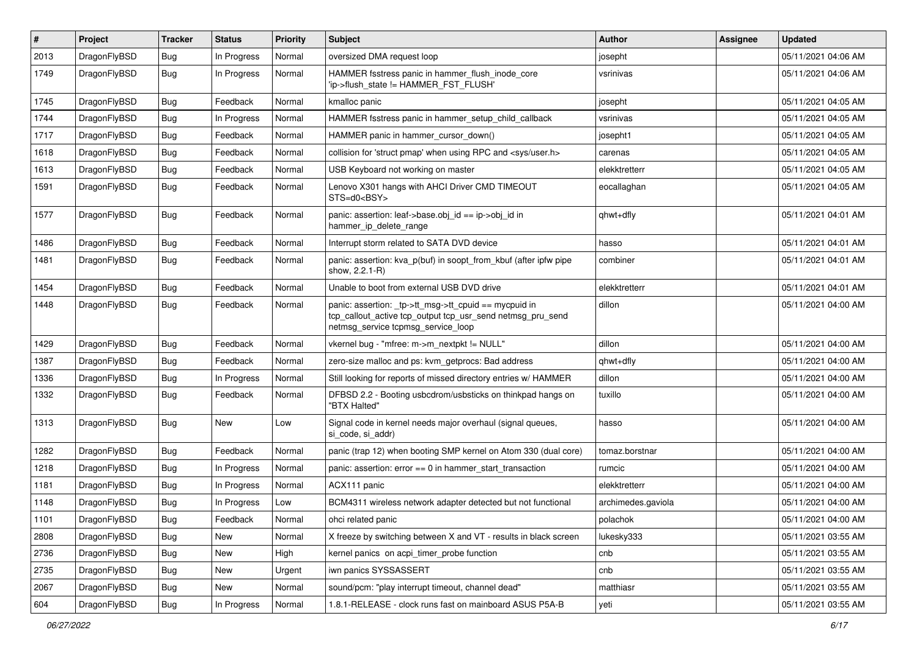| # | Project | Tracker | Status | Priority | Subject | Author | Assignee | Updated |
|---|---|---|---|---|---|---|---|---|
| 2013 | DragonFlyBSD | Bug | In Progress | Normal | oversized DMA request loop | josepht | | 05/11/2021 04:06 AM |
| 1749 | DragonFlyBSD | Bug | In Progress | Normal | HAMMER fsstress panic in hammer_flush_inode_core 'ip->flush_state != HAMMER_FST_FLUSH' | vsrinivas | | 05/11/2021 04:06 AM |
| 1745 | DragonFlyBSD | Bug | Feedback | Normal | kmalloc panic | josepht | | 05/11/2021 04:05 AM |
| 1744 | DragonFlyBSD | Bug | In Progress | Normal | HAMMER fsstress panic in hammer_setup_child_callback | vsrinivas | | 05/11/2021 04:05 AM |
| 1717 | DragonFlyBSD | Bug | Feedback | Normal | HAMMER panic in hammer_cursor_down() | josepht1 | | 05/11/2021 04:05 AM |
| 1618 | DragonFlyBSD | Bug | Feedback | Normal | collision for 'struct pmap' when using RPC and <sys/user.h> | carenas | | 05/11/2021 04:05 AM |
| 1613 | DragonFlyBSD | Bug | Feedback | Normal | USB Keyboard not working on master | elekktretterr | | 05/11/2021 04:05 AM |
| 1591 | DragonFlyBSD | Bug | Feedback | Normal | Lenovo X301 hangs with AHCI Driver CMD TIMEOUT STS=d0<BSY> | eocallaghan | | 05/11/2021 04:05 AM |
| 1577 | DragonFlyBSD | Bug | Feedback | Normal | panic: assertion: leaf->base.obj_id == ip->obj_id in hammer_ip_delete_range | qhwt+dfly | | 05/11/2021 04:01 AM |
| 1486 | DragonFlyBSD | Bug | Feedback | Normal | Interrupt storm related to SATA DVD device | hasso | | 05/11/2021 04:01 AM |
| 1481 | DragonFlyBSD | Bug | Feedback | Normal | panic: assertion: kva_p(buf) in soopt_from_kbuf (after ipfw pipe show, 2.2.1-R) | combiner | | 05/11/2021 04:01 AM |
| 1454 | DragonFlyBSD | Bug | Feedback | Normal | Unable to boot from external USB DVD drive | elekktretterr | | 05/11/2021 04:01 AM |
| 1448 | DragonFlyBSD | Bug | Feedback | Normal | panic: assertion: _tp->tt_msg->tt_cpuid == mycpuid in tcp_callout_active tcp_output tcp_usr_send netmsg_pru_send netmsg_service tcpmsg_service_loop | dillon | | 05/11/2021 04:00 AM |
| 1429 | DragonFlyBSD | Bug | Feedback | Normal | vkernel bug - "mfree: m->m_nextpkt != NULL" | dillon | | 05/11/2021 04:00 AM |
| 1387 | DragonFlyBSD | Bug | Feedback | Normal | zero-size malloc and ps: kvm_getprocs: Bad address | qhwt+dfly | | 05/11/2021 04:00 AM |
| 1336 | DragonFlyBSD | Bug | In Progress | Normal | Still looking for reports of missed directory entries w/ HAMMER | dillon | | 05/11/2021 04:00 AM |
| 1332 | DragonFlyBSD | Bug | Feedback | Normal | DFBSD 2.2 - Booting usbcdrom/usbsticks on thinkpad hangs on "BTX Halted" | tuxillo | | 05/11/2021 04:00 AM |
| 1313 | DragonFlyBSD | Bug | New | Low | Signal code in kernel needs major overhaul (signal queues, si_code, si_addr) | hasso | | 05/11/2021 04:00 AM |
| 1282 | DragonFlyBSD | Bug | Feedback | Normal | panic (trap 12) when booting SMP kernel on Atom 330 (dual core) | tomaz.borstnar | | 05/11/2021 04:00 AM |
| 1218 | DragonFlyBSD | Bug | In Progress | Normal | panic: assertion: error == 0 in hammer_start_transaction | rumcic | | 05/11/2021 04:00 AM |
| 1181 | DragonFlyBSD | Bug | In Progress | Normal | ACX111 panic | elekktretterr | | 05/11/2021 04:00 AM |
| 1148 | DragonFlyBSD | Bug | In Progress | Low | BCM4311 wireless network adapter detected but not functional | archimedes.gaviola | | 05/11/2021 04:00 AM |
| 1101 | DragonFlyBSD | Bug | Feedback | Normal | ohci related panic | polachok | | 05/11/2021 04:00 AM |
| 2808 | DragonFlyBSD | Bug | New | Normal | X freeze by switching between X and VT - results in black screen | lukesky333 | | 05/11/2021 03:55 AM |
| 2736 | DragonFlyBSD | Bug | New | High | kernel panics on acpi_timer_probe function | cnb | | 05/11/2021 03:55 AM |
| 2735 | DragonFlyBSD | Bug | New | Urgent | iwn panics SYSSASSERT | cnb | | 05/11/2021 03:55 AM |
| 2067 | DragonFlyBSD | Bug | New | Normal | sound/pcm: "play interrupt timeout, channel dead" | matthiasr | | 05/11/2021 03:55 AM |
| 604 | DragonFlyBSD | Bug | In Progress | Normal | 1.8.1-RELEASE - clock runs fast on mainboard ASUS P5A-B | yeti | | 05/11/2021 03:55 AM |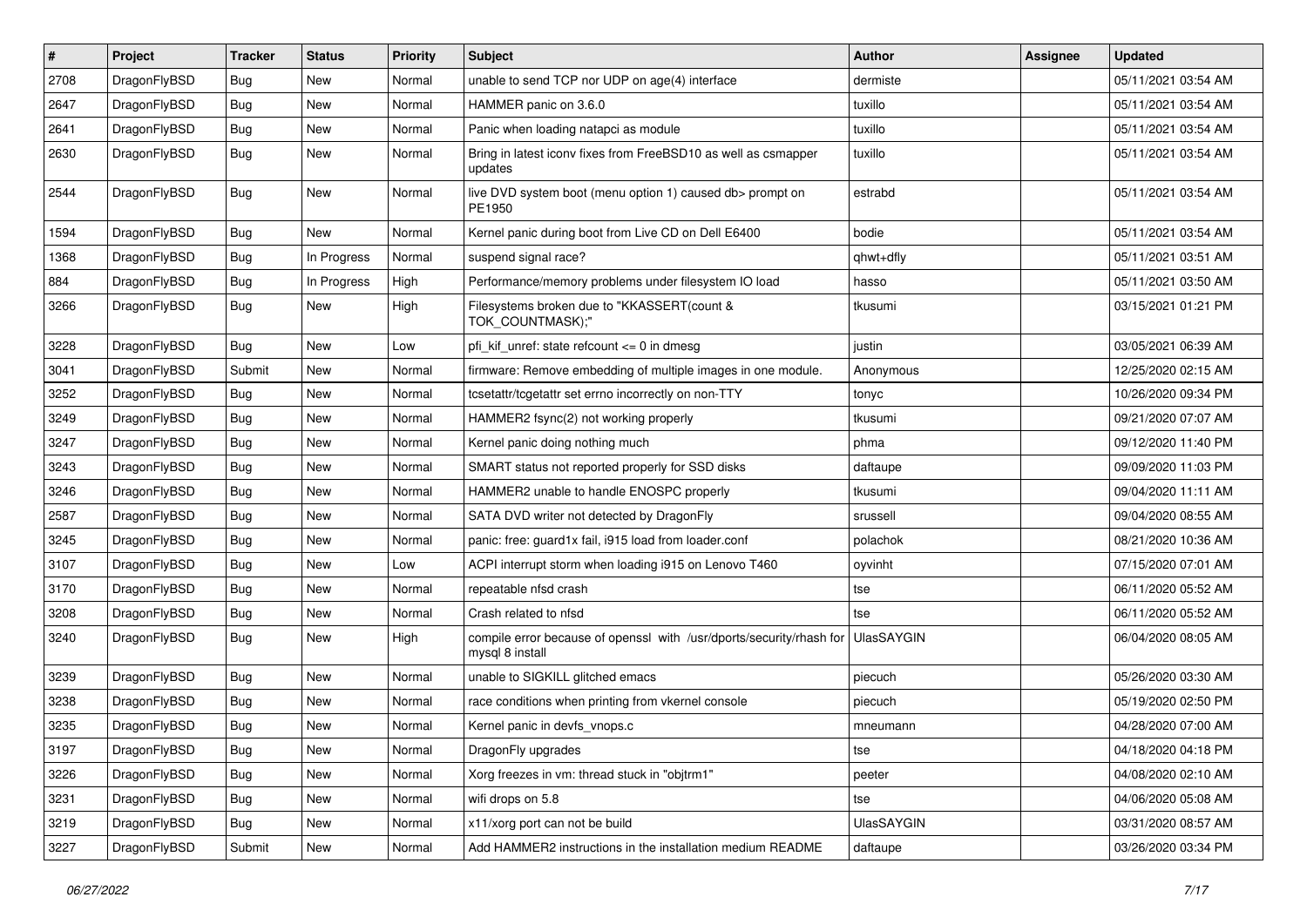| # | Project | Tracker | Status | Priority | Subject | Author | Assignee | Updated |
| --- | --- | --- | --- | --- | --- | --- | --- | --- |
| 2708 | DragonFlyBSD | Bug | New | Normal | unable to send TCP nor UDP on age(4) interface | dermiste | | 05/11/2021 03:54 AM |
| 2647 | DragonFlyBSD | Bug | New | Normal | HAMMER panic on 3.6.0 | tuxillo | | 05/11/2021 03:54 AM |
| 2641 | DragonFlyBSD | Bug | New | Normal | Panic when loading natapci as module | tuxillo | | 05/11/2021 03:54 AM |
| 2630 | DragonFlyBSD | Bug | New | Normal | Bring in latest iconv fixes from FreeBSD10 as well as csmapper updates | tuxillo | | 05/11/2021 03:54 AM |
| 2544 | DragonFlyBSD | Bug | New | Normal | live DVD system boot (menu option 1) caused db> prompt on PE1950 | estrabd | | 05/11/2021 03:54 AM |
| 1594 | DragonFlyBSD | Bug | New | Normal | Kernel panic during boot from Live CD on Dell E6400 | bodie | | 05/11/2021 03:54 AM |
| 1368 | DragonFlyBSD | Bug | In Progress | Normal | suspend signal race? | qhwt+dfly | | 05/11/2021 03:51 AM |
| 884 | DragonFlyBSD | Bug | In Progress | High | Performance/memory problems under filesystem IO load | hasso | | 05/11/2021 03:50 AM |
| 3266 | DragonFlyBSD | Bug | New | High | Filesystems broken due to "KKASSERT(count & TOK_COUNTMASK);" | tkusumi | | 03/15/2021 01:21 PM |
| 3228 | DragonFlyBSD | Bug | New | Low | pfi_kif_unref: state refcount <= 0 in dmesg | justin | | 03/05/2021 06:39 AM |
| 3041 | DragonFlyBSD | Submit | New | Normal | firmware: Remove embedding of multiple images in one module. | Anonymous | | 12/25/2020 02:15 AM |
| 3252 | DragonFlyBSD | Bug | New | Normal | tcsetattr/tcgetattr set errno incorrectly on non-TTY | tonyc | | 10/26/2020 09:34 PM |
| 3249 | DragonFlyBSD | Bug | New | Normal | HAMMER2 fsync(2) not working properly | tkusumi | | 09/21/2020 07:07 AM |
| 3247 | DragonFlyBSD | Bug | New | Normal | Kernel panic doing nothing much | phma | | 09/12/2020 11:40 PM |
| 3243 | DragonFlyBSD | Bug | New | Normal | SMART status not reported properly for SSD disks | daftaupe | | 09/09/2020 11:03 PM |
| 3246 | DragonFlyBSD | Bug | New | Normal | HAMMER2 unable to handle ENOSPC properly | tkusumi | | 09/04/2020 11:11 AM |
| 2587 | DragonFlyBSD | Bug | New | Normal | SATA DVD writer not detected by DragonFly | srussell | | 09/04/2020 08:55 AM |
| 3245 | DragonFlyBSD | Bug | New | Normal | panic: free: guard1x fail, i915 load from loader.conf | polachok | | 08/21/2020 10:36 AM |
| 3107 | DragonFlyBSD | Bug | New | Low | ACPI interrupt storm when loading i915 on Lenovo T460 | oyvinht | | 07/15/2020 07:01 AM |
| 3170 | DragonFlyBSD | Bug | New | Normal | repeatable nfsd crash | tse | | 06/11/2020 05:52 AM |
| 3208 | DragonFlyBSD | Bug | New | Normal | Crash related to nfsd | tse | | 06/11/2020 05:52 AM |
| 3240 | DragonFlyBSD | Bug | New | High | compile error because of openssl with /usr/dports/security/rhash for mysql 8 install | UlasSAYGIN | | 06/04/2020 08:05 AM |
| 3239 | DragonFlyBSD | Bug | New | Normal | unable to SIGKILL glitched emacs | piecuch | | 05/26/2020 03:30 AM |
| 3238 | DragonFlyBSD | Bug | New | Normal | race conditions when printing from vkernel console | piecuch | | 05/19/2020 02:50 PM |
| 3235 | DragonFlyBSD | Bug | New | Normal | Kernel panic in devfs_vnops.c | mneumann | | 04/28/2020 07:00 AM |
| 3197 | DragonFlyBSD | Bug | New | Normal | DragonFly upgrades | tse | | 04/18/2020 04:18 PM |
| 3226 | DragonFlyBSD | Bug | New | Normal | Xorg freezes in vm: thread stuck in "objtrm1" | peeter | | 04/08/2020 02:10 AM |
| 3231 | DragonFlyBSD | Bug | New | Normal | wifi drops on 5.8 | tse | | 04/06/2020 05:08 AM |
| 3219 | DragonFlyBSD | Bug | New | Normal | x11/xorg port can not be build | UlasSAYGIN | | 03/31/2020 08:57 AM |
| 3227 | DragonFlyBSD | Submit | New | Normal | Add HAMMER2 instructions in the installation medium README | daftaupe | | 03/26/2020 03:34 PM |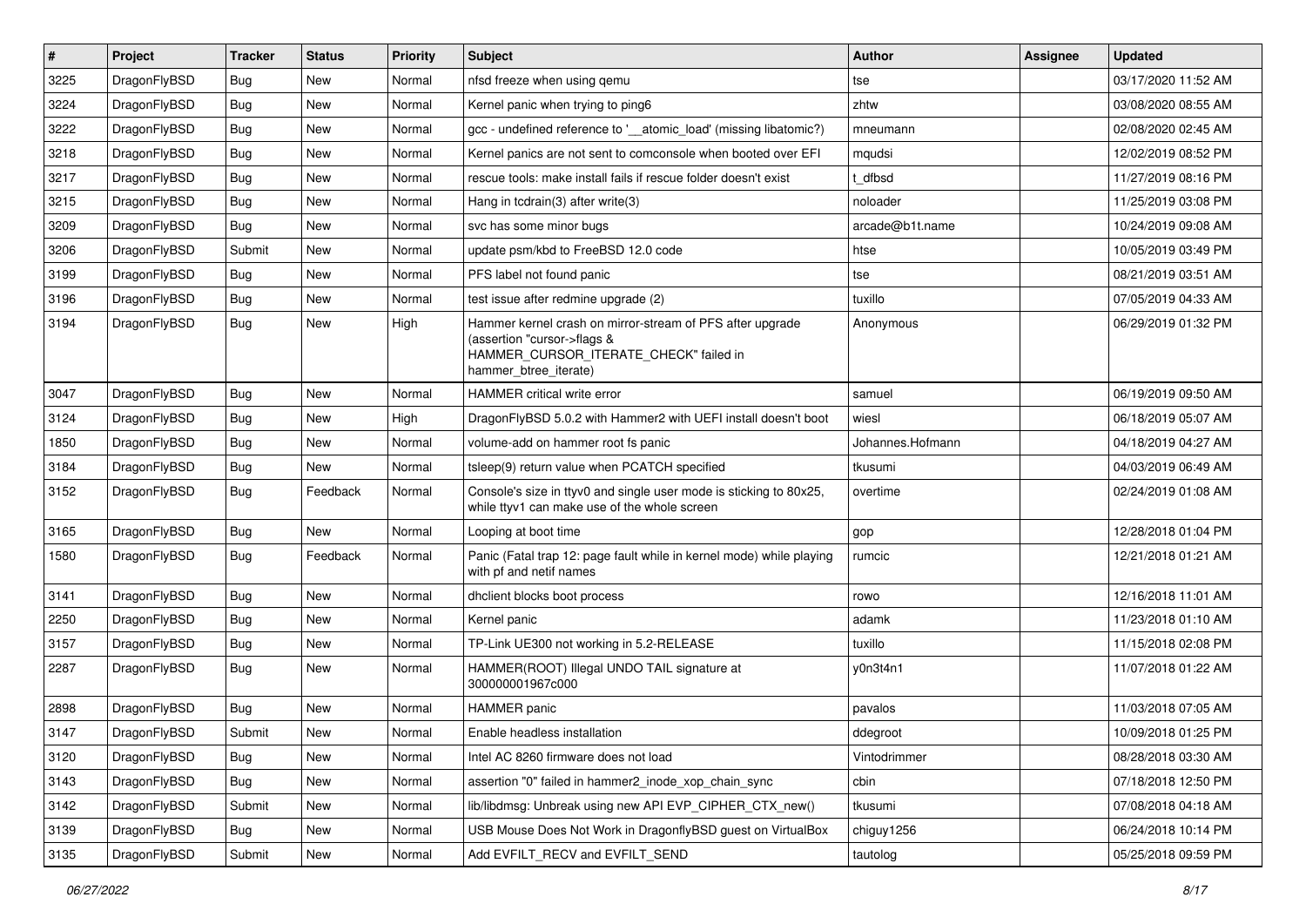| # | Project | Tracker | Status | Priority | Subject | Author | Assignee | Updated |
|---|---|---|---|---|---|---|---|---|
| 3225 | DragonFlyBSD | Bug | New | Normal | nfsd freeze when using qemu | tse | | 03/17/2020 11:52 AM |
| 3224 | DragonFlyBSD | Bug | New | Normal | Kernel panic when trying to ping6 | zhtw | | 03/08/2020 08:55 AM |
| 3222 | DragonFlyBSD | Bug | New | Normal | gcc - undefined reference to '__atomic_load' (missing libatomic?) | mneumann | | 02/08/2020 02:45 AM |
| 3218 | DragonFlyBSD | Bug | New | Normal | Kernel panics are not sent to comconsole when booted over EFI | mqudsi | | 12/02/2019 08:52 PM |
| 3217 | DragonFlyBSD | Bug | New | Normal | rescue tools: make install fails if rescue folder doesn't exist | t_dfbsd | | 11/27/2019 08:16 PM |
| 3215 | DragonFlyBSD | Bug | New | Normal | Hang in tcdrain(3) after write(3) | noloader | | 11/25/2019 03:08 PM |
| 3209 | DragonFlyBSD | Bug | New | Normal | svc has some minor bugs | arcade@b1t.name | | 10/24/2019 09:08 AM |
| 3206 | DragonFlyBSD | Submit | New | Normal | update psm/kbd to FreeBSD 12.0 code | htse | | 10/05/2019 03:49 PM |
| 3199 | DragonFlyBSD | Bug | New | Normal | PFS label not found panic | tse | | 08/21/2019 03:51 AM |
| 3196 | DragonFlyBSD | Bug | New | Normal | test issue after redmine upgrade (2) | tuxillo | | 07/05/2019 04:33 AM |
| 3194 | DragonFlyBSD | Bug | New | High | Hammer kernel crash on mirror-stream of PFS after upgrade (assertion "cursor->flags & HAMMER_CURSOR_ITERATE_CHECK" failed in hammer_btree_iterate) | Anonymous | | 06/29/2019 01:32 PM |
| 3047 | DragonFlyBSD | Bug | New | Normal | HAMMER critical write error | samuel | | 06/19/2019 09:50 AM |
| 3124 | DragonFlyBSD | Bug | New | High | DragonFlyBSD 5.0.2 with Hammer2 with UEFI install doesn't boot | wiesl | | 06/18/2019 05:07 AM |
| 1850 | DragonFlyBSD | Bug | New | Normal | volume-add on hammer root fs panic | Johannes.Hofmann | | 04/18/2019 04:27 AM |
| 3184 | DragonFlyBSD | Bug | New | Normal | tsleep(9) return value when PCATCH specified | tkusumi | | 04/03/2019 06:49 AM |
| 3152 | DragonFlyBSD | Bug | Feedback | Normal | Console's size in ttyv0 and single user mode is sticking to 80x25, while ttyv1 can make use of the whole screen | overtime | | 02/24/2019 01:08 AM |
| 3165 | DragonFlyBSD | Bug | New | Normal | Looping at boot time | gop | | 12/28/2018 01:04 PM |
| 1580 | DragonFlyBSD | Bug | Feedback | Normal | Panic (Fatal trap 12: page fault while in kernel mode) while playing with pf and netif names | rumcic | | 12/21/2018 01:21 AM |
| 3141 | DragonFlyBSD | Bug | New | Normal | dhclient blocks boot process | rowo | | 12/16/2018 11:01 AM |
| 2250 | DragonFlyBSD | Bug | New | Normal | Kernel panic | adamk | | 11/23/2018 01:10 AM |
| 3157 | DragonFlyBSD | Bug | New | Normal | TP-Link UE300 not working in 5.2-RELEASE | tuxillo | | 11/15/2018 02:08 PM |
| 2287 | DragonFlyBSD | Bug | New | Normal | HAMMER(ROOT) Illegal UNDO TAIL signature at 300000001967c000 | y0n3t4n1 | | 11/07/2018 01:22 AM |
| 2898 | DragonFlyBSD | Bug | New | Normal | HAMMER panic | pavalos | | 11/03/2018 07:05 AM |
| 3147 | DragonFlyBSD | Submit | New | Normal | Enable headless installation | ddegroot | | 10/09/2018 01:25 PM |
| 3120 | DragonFlyBSD | Bug | New | Normal | Intel AC 8260 firmware does not load | Vintodrimmer | | 08/28/2018 03:30 AM |
| 3143 | DragonFlyBSD | Bug | New | Normal | assertion "0" failed in hammer2_inode_xop_chain_sync | cbin | | 07/18/2018 12:50 PM |
| 3142 | DragonFlyBSD | Submit | New | Normal | lib/libdmsg: Unbreak using new API EVP_CIPHER_CTX_new() | tkusumi | | 07/08/2018 04:18 AM |
| 3139 | DragonFlyBSD | Bug | New | Normal | USB Mouse Does Not Work in DragonflyBSD guest on VirtualBox | chiguy1256 | | 06/24/2018 10:14 PM |
| 3135 | DragonFlyBSD | Submit | New | Normal | Add EVFILT_RECV and EVFILT_SEND | tautolog | | 05/25/2018 09:59 PM |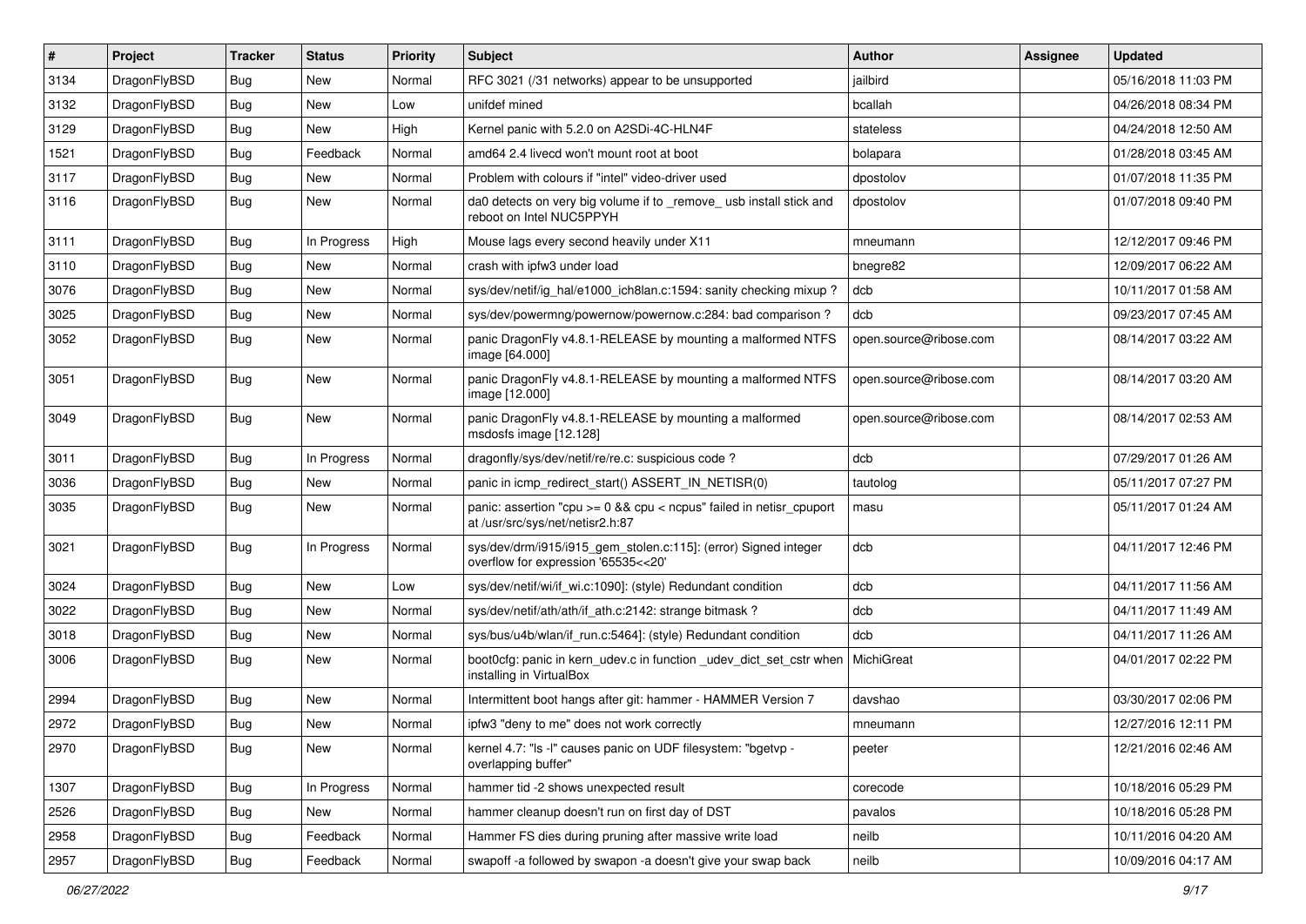| # | Project | Tracker | Status | Priority | Subject | Author | Assignee | Updated |
| --- | --- | --- | --- | --- | --- | --- | --- | --- |
| 3134 | DragonFlyBSD | Bug | New | Normal | RFC 3021 (/31 networks) appear to be unsupported | jailbird | | 05/16/2018 11:03 PM |
| 3132 | DragonFlyBSD | Bug | New | Low | unifdef mined | bcallah | | 04/26/2018 08:34 PM |
| 3129 | DragonFlyBSD | Bug | New | High | Kernel panic with 5.2.0 on A2SDi-4C-HLN4F | stateless | | 04/24/2018 12:50 AM |
| 1521 | DragonFlyBSD | Bug | Feedback | Normal | amd64 2.4 livecd won't mount root at boot | bolapara | | 01/28/2018 03:45 AM |
| 3117 | DragonFlyBSD | Bug | New | Normal | Problem with colours if "intel" video-driver used | dpostolov | | 01/07/2018 11:35 PM |
| 3116 | DragonFlyBSD | Bug | New | Normal | da0 detects on very big volume if to _remove_ usb install stick and reboot on Intel NUC5PPYH | dpostolov | | 01/07/2018 09:40 PM |
| 3111 | DragonFlyBSD | Bug | In Progress | High | Mouse lags every second heavily under X11 | mneumann | | 12/12/2017 09:46 PM |
| 3110 | DragonFlyBSD | Bug | New | Normal | crash with ipfw3 under load | bnegre82 | | 12/09/2017 06:22 AM |
| 3076 | DragonFlyBSD | Bug | New | Normal | sys/dev/netif/ig_hal/e1000_ich8lan.c:1594: sanity checking mixup ? | dcb | | 10/11/2017 01:58 AM |
| 3025 | DragonFlyBSD | Bug | New | Normal | sys/dev/powermng/powernow/powernow.c:284: bad comparison ? | dcb | | 09/23/2017 07:45 AM |
| 3052 | DragonFlyBSD | Bug | New | Normal | panic DragonFly v4.8.1-RELEASE by mounting a malformed NTFS image [64.000] | open.source@ribose.com | | 08/14/2017 03:22 AM |
| 3051 | DragonFlyBSD | Bug | New | Normal | panic DragonFly v4.8.1-RELEASE by mounting a malformed NTFS image [12.000] | open.source@ribose.com | | 08/14/2017 03:20 AM |
| 3049 | DragonFlyBSD | Bug | New | Normal | panic DragonFly v4.8.1-RELEASE by mounting a malformed msdosfs image [12.128] | open.source@ribose.com | | 08/14/2017 02:53 AM |
| 3011 | DragonFlyBSD | Bug | In Progress | Normal | dragonfly/sys/dev/netif/re/re.c: suspicious code ? | dcb | | 07/29/2017 01:26 AM |
| 3036 | DragonFlyBSD | Bug | New | Normal | panic in icmp_redirect_start() ASSERT_IN_NETISR(0) | tautolog | | 05/11/2017 07:27 PM |
| 3035 | DragonFlyBSD | Bug | New | Normal | panic: assertion "cpu >= 0 && cpu < ncpus" failed in netisr_cpuport at /usr/src/sys/net/netisr2.h:87 | masu | | 05/11/2017 01:24 AM |
| 3021 | DragonFlyBSD | Bug | In Progress | Normal | sys/dev/drm/i915/i915_gem_stolen.c:115]: (error) Signed integer overflow for expression '65535<<20' | dcb | | 04/11/2017 12:46 PM |
| 3024 | DragonFlyBSD | Bug | New | Low | sys/dev/netif/wi/if_wi.c:1090]: (style) Redundant condition | dcb | | 04/11/2017 11:56 AM |
| 3022 | DragonFlyBSD | Bug | New | Normal | sys/dev/netif/ath/ath/if_ath.c:2142: strange bitmask ? | dcb | | 04/11/2017 11:49 AM |
| 3018 | DragonFlyBSD | Bug | New | Normal | sys/bus/u4b/wlan/if_run.c:5464]: (style) Redundant condition | dcb | | 04/11/2017 11:26 AM |
| 3006 | DragonFlyBSD | Bug | New | Normal | boot0cfg: panic in kern_udev.c in function _udev_dict_set_cstr when installing in VirtualBox | MichiGreat | | 04/01/2017 02:22 PM |
| 2994 | DragonFlyBSD | Bug | New | Normal | Intermittent boot hangs after git: hammer - HAMMER Version 7 | davshao | | 03/30/2017 02:06 PM |
| 2972 | DragonFlyBSD | Bug | New | Normal | ipfw3 "deny to me" does not work correctly | mneumann | | 12/27/2016 12:11 PM |
| 2970 | DragonFlyBSD | Bug | New | Normal | kernel 4.7: "ls -l" causes panic on UDF filesystem: "bgetvp - overlapping buffer" | peeter | | 12/21/2016 02:46 AM |
| 1307 | DragonFlyBSD | Bug | In Progress | Normal | hammer tid -2 shows unexpected result | corecode | | 10/18/2016 05:29 PM |
| 2526 | DragonFlyBSD | Bug | New | Normal | hammer cleanup doesn't run on first day of DST | pavalos | | 10/18/2016 05:28 PM |
| 2958 | DragonFlyBSD | Bug | Feedback | Normal | Hammer FS dies during pruning after massive write load | neilb | | 10/11/2016 04:20 AM |
| 2957 | DragonFlyBSD | Bug | Feedback | Normal | swapoff -a followed by swapon -a doesn't give your swap back | neilb | | 10/09/2016 04:17 AM |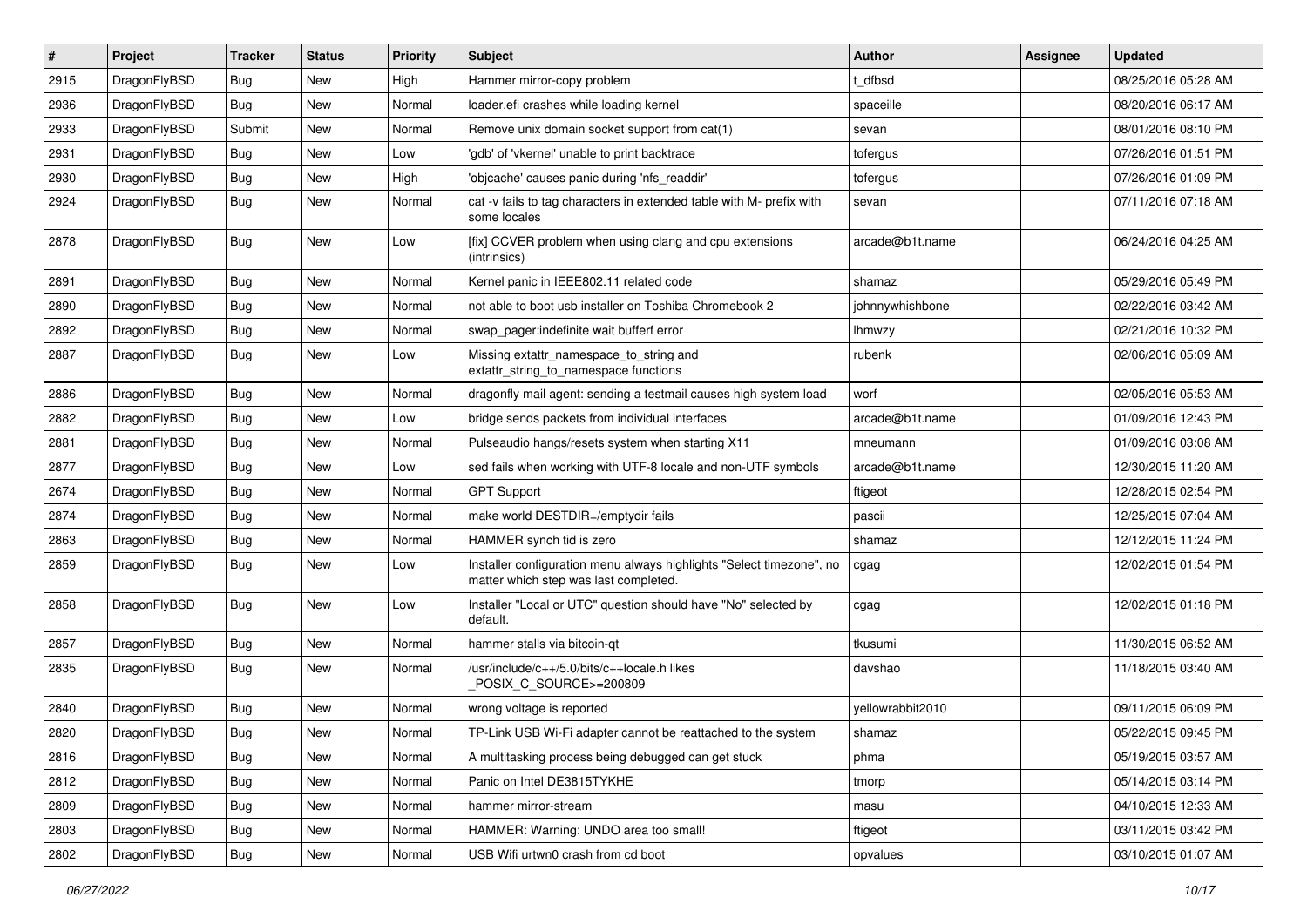| # | Project | Tracker | Status | Priority | Subject | Author | Assignee | Updated |
|---|---|---|---|---|---|---|---|---|
| 2915 | DragonFlyBSD | Bug | New | High | Hammer mirror-copy problem | t_dfbsd | | 08/25/2016 05:28 AM |
| 2936 | DragonFlyBSD | Bug | New | Normal | loader.efi crashes while loading kernel | spaceille | | 08/20/2016 06:17 AM |
| 2933 | DragonFlyBSD | Submit | New | Normal | Remove unix domain socket support from cat(1) | sevan | | 08/01/2016 08:10 PM |
| 2931 | DragonFlyBSD | Bug | New | Low | 'gdb' of 'vkernel' unable to print backtrace | tofergus | | 07/26/2016 01:51 PM |
| 2930 | DragonFlyBSD | Bug | New | High | 'objcache' causes panic during 'nfs_readdir' | tofergus | | 07/26/2016 01:09 PM |
| 2924 | DragonFlyBSD | Bug | New | Normal | cat -v fails to tag characters in extended table with M- prefix with some locales | sevan | | 07/11/2016 07:18 AM |
| 2878 | DragonFlyBSD | Bug | New | Low | [fix] CCVER problem when using clang and cpu extensions (intrinsics) | arcade@b1t.name | | 06/24/2016 04:25 AM |
| 2891 | DragonFlyBSD | Bug | New | Normal | Kernel panic in IEEE802.11 related code | shamaz | | 05/29/2016 05:49 PM |
| 2890 | DragonFlyBSD | Bug | New | Normal | not able to boot usb installer on Toshiba Chromebook 2 | johnnywhishbone | | 02/22/2016 03:42 AM |
| 2892 | DragonFlyBSD | Bug | New | Normal | swap_pager:indefinite wait bufferf error | lhmwzy | | 02/21/2016 10:32 PM |
| 2887 | DragonFlyBSD | Bug | New | Low | Missing extattr_namespace_to_string and extattr_string_to_namespace functions | rubenk | | 02/06/2016 05:09 AM |
| 2886 | DragonFlyBSD | Bug | New | Normal | dragonfly mail agent: sending a testmail causes high system load | worf | | 02/05/2016 05:53 AM |
| 2882 | DragonFlyBSD | Bug | New | Low | bridge sends packets from individual interfaces | arcade@b1t.name | | 01/09/2016 12:43 PM |
| 2881 | DragonFlyBSD | Bug | New | Normal | Pulseaudio hangs/resets system when starting X11 | mneumann | | 01/09/2016 03:08 AM |
| 2877 | DragonFlyBSD | Bug | New | Low | sed fails when working with UTF-8 locale and non-UTF symbols | arcade@b1t.name | | 12/30/2015 11:20 AM |
| 2674 | DragonFlyBSD | Bug | New | Normal | GPT Support | ftigeot | | 12/28/2015 02:54 PM |
| 2874 | DragonFlyBSD | Bug | New | Normal | make world DESTDIR=/emptydir fails | pascii | | 12/25/2015 07:04 AM |
| 2863 | DragonFlyBSD | Bug | New | Normal | HAMMER synch tid is zero | shamaz | | 12/12/2015 11:24 PM |
| 2859 | DragonFlyBSD | Bug | New | Low | Installer configuration menu always highlights "Select timezone", no matter which step was last completed. | cgag | | 12/02/2015 01:54 PM |
| 2858 | DragonFlyBSD | Bug | New | Low | Installer "Local or UTC" question should have "No" selected by default. | cgag | | 12/02/2015 01:18 PM |
| 2857 | DragonFlyBSD | Bug | New | Normal | hammer stalls via bitcoin-qt | tkusumi | | 11/30/2015 06:52 AM |
| 2835 | DragonFlyBSD | Bug | New | Normal | /usr/include/c++/5.0/bits/c++locale.h likes _POSIX_C_SOURCE>=200809 | davshao | | 11/18/2015 03:40 AM |
| 2840 | DragonFlyBSD | Bug | New | Normal | wrong voltage is reported | yellowrabbit2010 | | 09/11/2015 06:09 PM |
| 2820 | DragonFlyBSD | Bug | New | Normal | TP-Link USB Wi-Fi adapter cannot be reattached to the system | shamaz | | 05/22/2015 09:45 PM |
| 2816 | DragonFlyBSD | Bug | New | Normal | A multitasking process being debugged can get stuck | phma | | 05/19/2015 03:57 AM |
| 2812 | DragonFlyBSD | Bug | New | Normal | Panic on Intel DE3815TYKHE | tmorp | | 05/14/2015 03:14 PM |
| 2809 | DragonFlyBSD | Bug | New | Normal | hammer mirror-stream | masu | | 04/10/2015 12:33 AM |
| 2803 | DragonFlyBSD | Bug | New | Normal | HAMMER: Warning: UNDO area too small! | ftigeot | | 03/11/2015 03:42 PM |
| 2802 | DragonFlyBSD | Bug | New | Normal | USB Wifi urtwn0 crash from cd boot | opvalues | | 03/10/2015 01:07 AM |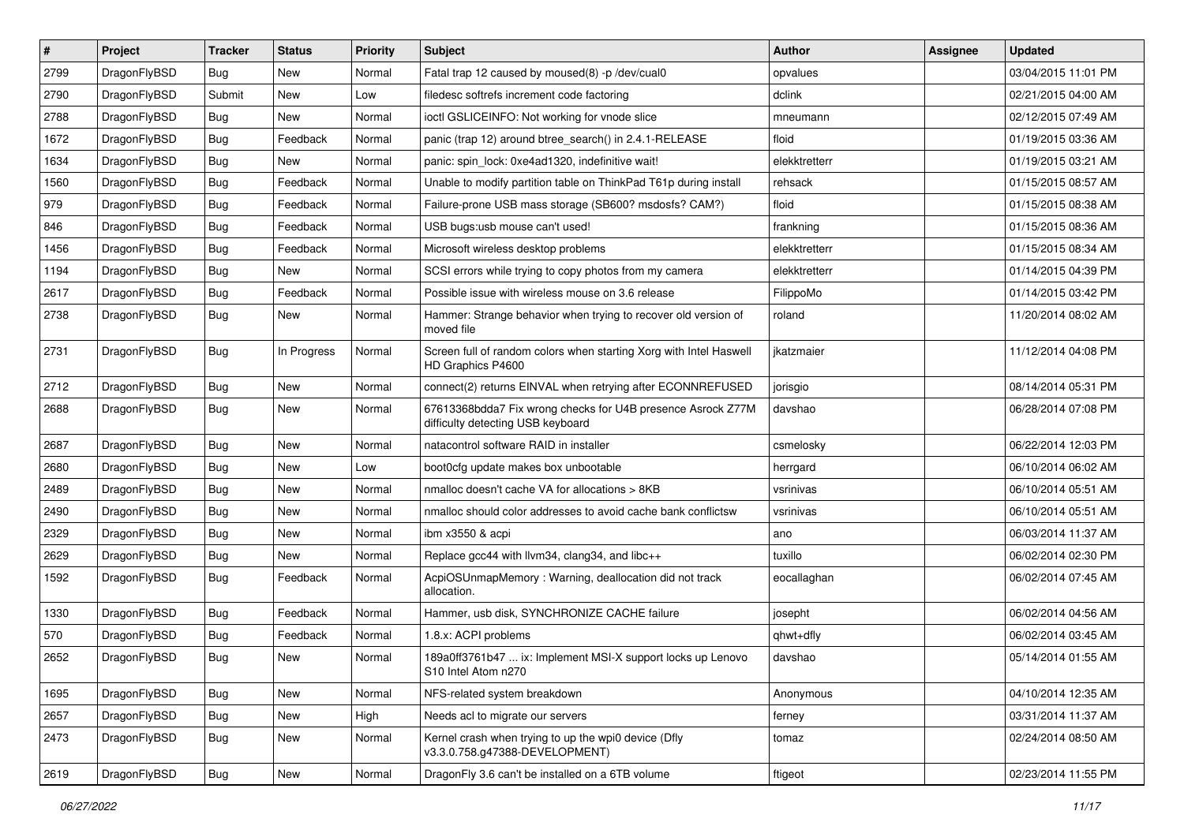| # | Project | Tracker | Status | Priority | Subject | Author | Assignee | Updated |
|---|---|---|---|---|---|---|---|---|
| 2799 | DragonFlyBSD | Bug | New | Normal | Fatal trap 12 caused by moused(8) -p /dev/cual0 | opvalues | | 03/04/2015 11:01 PM |
| 2790 | DragonFlyBSD | Submit | New | Low | filedesc softrefs increment code factoring | dclink | | 02/21/2015 04:00 AM |
| 2788 | DragonFlyBSD | Bug | New | Normal | ioctl GSLICEINFO: Not working for vnode slice | mneumann | | 02/12/2015 07:49 AM |
| 1672 | DragonFlyBSD | Bug | Feedback | Normal | panic (trap 12) around btree_search() in 2.4.1-RELEASE | floid | | 01/19/2015 03:36 AM |
| 1634 | DragonFlyBSD | Bug | New | Normal | panic: spin_lock: 0xe4ad1320, indefinitive wait! | elekktretterr | | 01/19/2015 03:21 AM |
| 1560 | DragonFlyBSD | Bug | Feedback | Normal | Unable to modify partition table on ThinkPad T61p during install | rehsack | | 01/15/2015 08:57 AM |
| 979 | DragonFlyBSD | Bug | Feedback | Normal | Failure-prone USB mass storage (SB600? msdosfs? CAM?) | floid | | 01/15/2015 08:38 AM |
| 846 | DragonFlyBSD | Bug | Feedback | Normal | USB bugs:usb mouse can't used! | frankning | | 01/15/2015 08:36 AM |
| 1456 | DragonFlyBSD | Bug | Feedback | Normal | Microsoft wireless desktop problems | elekktretterr | | 01/15/2015 08:34 AM |
| 1194 | DragonFlyBSD | Bug | New | Normal | SCSI errors while trying to copy photos from my camera | elekktretterr | | 01/14/2015 04:39 PM |
| 2617 | DragonFlyBSD | Bug | Feedback | Normal | Possible issue with wireless mouse on 3.6 release | FilippoMo | | 01/14/2015 03:42 PM |
| 2738 | DragonFlyBSD | Bug | New | Normal | Hammer: Strange behavior when trying to recover old version of moved file | roland | | 11/20/2014 08:02 AM |
| 2731 | DragonFlyBSD | Bug | In Progress | Normal | Screen full of random colors when starting Xorg with Intel Haswell HD Graphics P4600 | jkatzmaier | | 11/12/2014 04:08 PM |
| 2712 | DragonFlyBSD | Bug | New | Normal | connect(2) returns EINVAL when retrying after ECONNREFUSED | jorisgio | | 08/14/2014 05:31 PM |
| 2688 | DragonFlyBSD | Bug | New | Normal | 67613368bdda7 Fix wrong checks for U4B presence Asrock Z77M difficulty detecting USB keyboard | davshao | | 06/28/2014 07:08 PM |
| 2687 | DragonFlyBSD | Bug | New | Normal | natacontrol software RAID in installer | csmelosky | | 06/22/2014 12:03 PM |
| 2680 | DragonFlyBSD | Bug | New | Low | boot0cfg update makes box unbootable | herrgard | | 06/10/2014 06:02 AM |
| 2489 | DragonFlyBSD | Bug | New | Normal | nmalloc doesn't cache VA for allocations > 8KB | vsrinivas | | 06/10/2014 05:51 AM |
| 2490 | DragonFlyBSD | Bug | New | Normal | nmalloc should color addresses to avoid cache bank conflictsw | vsrinivas | | 06/10/2014 05:51 AM |
| 2329 | DragonFlyBSD | Bug | New | Normal | ibm x3550 & acpi | ano | | 06/03/2014 11:37 AM |
| 2629 | DragonFlyBSD | Bug | New | Normal | Replace gcc44 with llvm34, clang34, and libc++ | tuxillo | | 06/02/2014 02:30 PM |
| 1592 | DragonFlyBSD | Bug | Feedback | Normal | AcpiOSUnmapMemory : Warning, deallocation did not track allocation. | eocallaghan | | 06/02/2014 07:45 AM |
| 1330 | DragonFlyBSD | Bug | Feedback | Normal | Hammer, usb disk, SYNCHRONIZE CACHE failure | josepht | | 06/02/2014 04:56 AM |
| 570 | DragonFlyBSD | Bug | Feedback | Normal | 1.8.x: ACPI problems | qhwt+dfly | | 06/02/2014 03:45 AM |
| 2652 | DragonFlyBSD | Bug | New | Normal | 189a0ff3761b47 ... ix: Implement MSI-X support locks up Lenovo S10 Intel Atom n270 | davshao | | 05/14/2014 01:55 AM |
| 1695 | DragonFlyBSD | Bug | New | Normal | NFS-related system breakdown | Anonymous | | 04/10/2014 12:35 AM |
| 2657 | DragonFlyBSD | Bug | New | High | Needs acl to migrate our servers | ferney | | 03/31/2014 11:37 AM |
| 2473 | DragonFlyBSD | Bug | New | Normal | Kernel crash when trying to up the wpi0 device (Dfly v3.3.0.758.g47388-DEVELOPMENT) | tomaz | | 02/24/2014 08:50 AM |
| 2619 | DragonFlyBSD | Bug | New | Normal | DragonFly 3.6 can't be installed on a 6TB volume | ftigeot | | 02/23/2014 11:55 PM |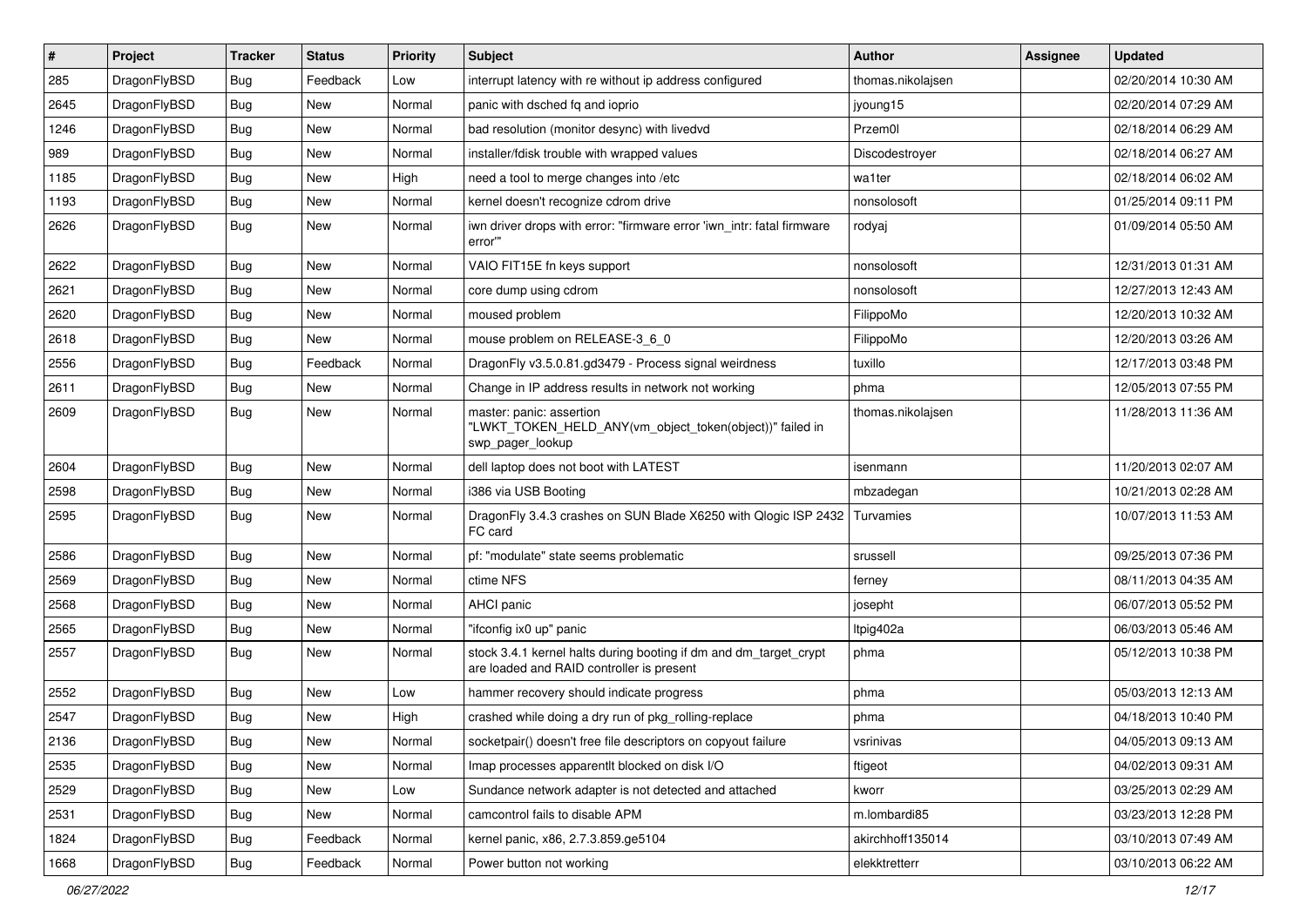| # | Project | Tracker | Status | Priority | Subject | Author | Assignee | Updated |
|---|---|---|---|---|---|---|---|---|
| 285 | DragonFlyBSD | Bug | Feedback | Low | interrupt latency with re without ip address configured | thomas.nikolajsen | | 02/20/2014 10:30 AM |
| 2645 | DragonFlyBSD | Bug | New | Normal | panic with dsched fq and ioprio | jyoung15 | | 02/20/2014 07:29 AM |
| 1246 | DragonFlyBSD | Bug | New | Normal | bad resolution (monitor desync) with livedvd | Przem0l | | 02/18/2014 06:29 AM |
| 989 | DragonFlyBSD | Bug | New | Normal | installer/fdisk trouble with wrapped values | Discodestroyer | | 02/18/2014 06:27 AM |
| 1185 | DragonFlyBSD | Bug | New | High | need a tool to merge changes into /etc | wa1ter | | 02/18/2014 06:02 AM |
| 1193 | DragonFlyBSD | Bug | New | Normal | kernel doesn't recognize cdrom drive | nonsolosoft | | 01/25/2014 09:11 PM |
| 2626 | DragonFlyBSD | Bug | New | Normal | iwn driver drops with error: "firmware error 'iwn_intr: fatal firmware error'" | rodyaj | | 01/09/2014 05:50 AM |
| 2622 | DragonFlyBSD | Bug | New | Normal | VAIO FIT15E fn keys support | nonsolosoft | | 12/31/2013 01:31 AM |
| 2621 | DragonFlyBSD | Bug | New | Normal | core dump using cdrom | nonsolosoft | | 12/27/2013 12:43 AM |
| 2620 | DragonFlyBSD | Bug | New | Normal | moused problem | FilippoMo | | 12/20/2013 10:32 AM |
| 2618 | DragonFlyBSD | Bug | New | Normal | mouse problem on RELEASE-3_6_0 | FilippoMo | | 12/20/2013 03:26 AM |
| 2556 | DragonFlyBSD | Bug | Feedback | Normal | DragonFly v3.5.0.81.gd3479 - Process signal weirdness | tuxillo | | 12/17/2013 03:48 PM |
| 2611 | DragonFlyBSD | Bug | New | Normal | Change in IP address results in network not working | phma | | 12/05/2013 07:55 PM |
| 2609 | DragonFlyBSD | Bug | New | Normal | master: panic: assertion "LWKT_TOKEN_HELD_ANY(vm_object_token(object))" failed in swp_pager_lookup | thomas.nikolajsen | | 11/28/2013 11:36 AM |
| 2604 | DragonFlyBSD | Bug | New | Normal | dell laptop does not boot with LATEST | isenmann | | 11/20/2013 02:07 AM |
| 2598 | DragonFlyBSD | Bug | New | Normal | i386 via USB Booting | mbzadegan | | 10/21/2013 02:28 AM |
| 2595 | DragonFlyBSD | Bug | New | Normal | DragonFly 3.4.3 crashes on SUN Blade X6250 with Qlogic ISP 2432 FC card | Turvamies | | 10/07/2013 11:53 AM |
| 2586 | DragonFlyBSD | Bug | New | Normal | pf: "modulate" state seems problematic | srussell | | 09/25/2013 07:36 PM |
| 2569 | DragonFlyBSD | Bug | New | Normal | ctime NFS | ferney | | 08/11/2013 04:35 AM |
| 2568 | DragonFlyBSD | Bug | New | Normal | AHCI panic | josepht | | 06/07/2013 05:52 PM |
| 2565 | DragonFlyBSD | Bug | New | Normal | "ifconfig ix0 up" panic | ltpig402a | | 06/03/2013 05:46 AM |
| 2557 | DragonFlyBSD | Bug | New | Normal | stock 3.4.1 kernel halts during booting if dm and dm_target_crypt are loaded and RAID controller is present | phma | | 05/12/2013 10:38 PM |
| 2552 | DragonFlyBSD | Bug | New | Low | hammer recovery should indicate progress | phma | | 05/03/2013 12:13 AM |
| 2547 | DragonFlyBSD | Bug | New | High | crashed while doing a dry run of pkg_rolling-replace | phma | | 04/18/2013 10:40 PM |
| 2136 | DragonFlyBSD | Bug | New | Normal | socketpair() doesn't free file descriptors on copyout failure | vsrinivas | | 04/05/2013 09:13 AM |
| 2535 | DragonFlyBSD | Bug | New | Normal | Imap processes apparentlt blocked on disk I/O | ftigeot | | 04/02/2013 09:31 AM |
| 2529 | DragonFlyBSD | Bug | New | Low | Sundance network adapter is not detected and attached | kworr | | 03/25/2013 02:29 AM |
| 2531 | DragonFlyBSD | Bug | New | Normal | camcontrol fails to disable APM | m.lombardi85 | | 03/23/2013 12:28 PM |
| 1824 | DragonFlyBSD | Bug | Feedback | Normal | kernel panic, x86, 2.7.3.859.ge5104 | akirchhoff135014 | | 03/10/2013 07:49 AM |
| 1668 | DragonFlyBSD | Bug | Feedback | Normal | Power button not working | elekktretterr | | 03/10/2013 06:22 AM |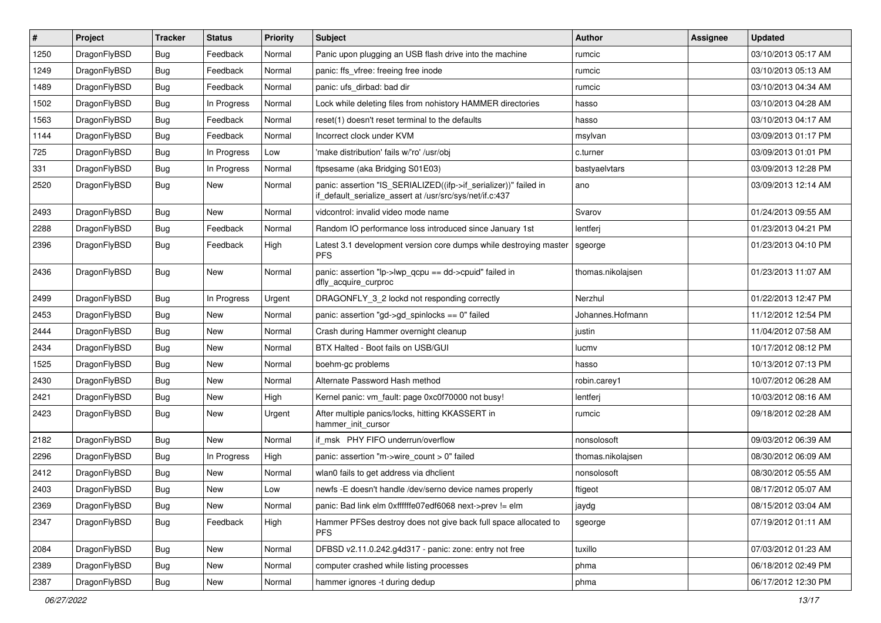| # | Project | Tracker | Status | Priority | Subject | Author | Assignee | Updated |
|---|---|---|---|---|---|---|---|---|
| 1250 | DragonFlyBSD | Bug | Feedback | Normal | Panic upon plugging an USB flash drive into the machine | rumcic | | 03/10/2013 05:17 AM |
| 1249 | DragonFlyBSD | Bug | Feedback | Normal | panic: ffs_vfree: freeing free inode | rumcic | | 03/10/2013 05:13 AM |
| 1489 | DragonFlyBSD | Bug | Feedback | Normal | panic: ufs_dirbad: bad dir | rumcic | | 03/10/2013 04:34 AM |
| 1502 | DragonFlyBSD | Bug | In Progress | Normal | Lock while deleting files from nohistory HAMMER directories | hasso | | 03/10/2013 04:28 AM |
| 1563 | DragonFlyBSD | Bug | Feedback | Normal | reset(1) doesn't reset terminal to the defaults | hasso | | 03/10/2013 04:17 AM |
| 1144 | DragonFlyBSD | Bug | Feedback | Normal | Incorrect clock under KVM | msylvan | | 03/09/2013 01:17 PM |
| 725 | DragonFlyBSD | Bug | In Progress | Low | 'make distribution' fails w/'ro' /usr/obj | c.turner | | 03/09/2013 01:01 PM |
| 331 | DragonFlyBSD | Bug | In Progress | Normal | ftpsesame (aka Bridging S01E03) | bastyaelvtars | | 03/09/2013 12:28 PM |
| 2520 | DragonFlyBSD | Bug | New | Normal | panic: assertion "IS_SERIALIZED((ifp->if_serializer))" failed in if_default_serialize_assert at /usr/src/sys/net/if.c:437 | ano | | 03/09/2013 12:14 AM |
| 2493 | DragonFlyBSD | Bug | New | Normal | vidcontrol: invalid video mode name | Svarov | | 01/24/2013 09:55 AM |
| 2288 | DragonFlyBSD | Bug | Feedback | Normal | Random IO performance loss introduced since January 1st | lentferj | | 01/23/2013 04:21 PM |
| 2396 | DragonFlyBSD | Bug | Feedback | High | Latest 3.1 development version core dumps while destroying master PFS | sgeorge | | 01/23/2013 04:10 PM |
| 2436 | DragonFlyBSD | Bug | New | Normal | panic: assertion "lp->lwp_qcpu == dd->cpuid" failed in dfly_acquire_curproc | thomas.nikolajsen | | 01/23/2013 11:07 AM |
| 2499 | DragonFlyBSD | Bug | In Progress | Urgent | DRAGONFLY_3_2 lockd not responding correctly | Nerzhul | | 01/22/2013 12:47 PM |
| 2453 | DragonFlyBSD | Bug | New | Normal | panic: assertion "gd->gd_spinlocks == 0" failed | Johannes.Hofmann | | 11/12/2012 12:54 PM |
| 2444 | DragonFlyBSD | Bug | New | Normal | Crash during Hammer overnight cleanup | justin | | 11/04/2012 07:58 AM |
| 2434 | DragonFlyBSD | Bug | New | Normal | BTX Halted - Boot fails on USB/GUI | lucmv | | 10/17/2012 08:12 PM |
| 1525 | DragonFlyBSD | Bug | New | Normal | boehm-gc problems | hasso | | 10/13/2012 07:13 PM |
| 2430 | DragonFlyBSD | Bug | New | Normal | Alternate Password Hash method | robin.carey1 | | 10/07/2012 06:28 AM |
| 2421 | DragonFlyBSD | Bug | New | High | Kernel panic: vm_fault: page 0xc0f70000 not busy! | lentferj | | 10/03/2012 08:16 AM |
| 2423 | DragonFlyBSD | Bug | New | Urgent | After multiple panics/locks, hitting KKASSERT in hammer_init_cursor | rumcic | | 09/18/2012 02:28 AM |
| 2182 | DragonFlyBSD | Bug | New | Normal | if_msk PHY FIFO underrun/overflow | nonsolosoft | | 09/03/2012 06:39 AM |
| 2296 | DragonFlyBSD | Bug | In Progress | High | panic: assertion "m->wire_count > 0" failed | thomas.nikolajsen | | 08/30/2012 06:09 AM |
| 2412 | DragonFlyBSD | Bug | New | Normal | wlan0 fails to get address via dhclient | nonsolosoft | | 08/30/2012 05:55 AM |
| 2403 | DragonFlyBSD | Bug | New | Low | newfs -E doesn't handle /dev/serno device names properly | ftigeot | | 08/17/2012 05:07 AM |
| 2369 | DragonFlyBSD | Bug | New | Normal | panic: Bad link elm 0xffffffe07edf6068 next->prev != elm | jaydg | | 08/15/2012 03:04 AM |
| 2347 | DragonFlyBSD | Bug | Feedback | High | Hammer PFSes destroy does not give back full space allocated to PFS | sgeorge | | 07/19/2012 01:11 AM |
| 2084 | DragonFlyBSD | Bug | New | Normal | DFBSD v2.11.0.242.g4d317 - panic: zone: entry not free | tuxillo | | 07/03/2012 01:23 AM |
| 2389 | DragonFlyBSD | Bug | New | Normal | computer crashed while listing processes | phma | | 06/18/2012 02:49 PM |
| 2387 | DragonFlyBSD | Bug | New | Normal | hammer ignores -t during dedup | phma | | 06/17/2012 12:30 PM |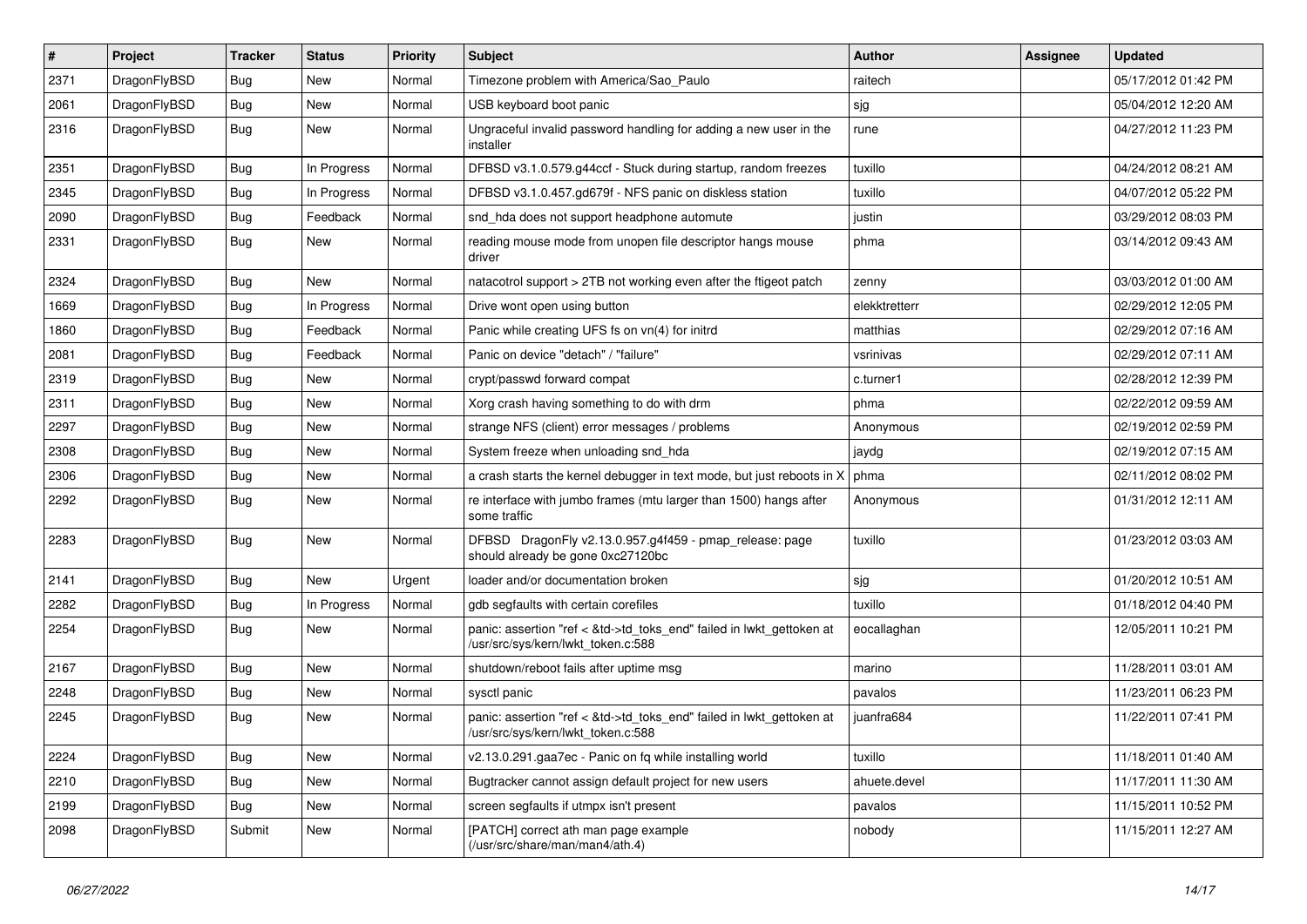| # | Project | Tracker | Status | Priority | Subject | Author | Assignee | Updated |
|---|---|---|---|---|---|---|---|---|
| 2371 | DragonFlyBSD | Bug | New | Normal | Timezone problem with America/Sao_Paulo | raitech | | 05/17/2012 01:42 PM |
| 2061 | DragonFlyBSD | Bug | New | Normal | USB keyboard boot panic | sjg | | 05/04/2012 12:20 AM |
| 2316 | DragonFlyBSD | Bug | New | Normal | Ungraceful invalid password handling for adding a new user in the installer | rune | | 04/27/2012 11:23 PM |
| 2351 | DragonFlyBSD | Bug | In Progress | Normal | DFBSD v3.1.0.579.g44ccf - Stuck during startup, random freezes | tuxillo | | 04/24/2012 08:21 AM |
| 2345 | DragonFlyBSD | Bug | In Progress | Normal | DFBSD v3.1.0.457.gd679f - NFS panic on diskless station | tuxillo | | 04/07/2012 05:22 PM |
| 2090 | DragonFlyBSD | Bug | Feedback | Normal | snd_hda does not support headphone automute | justin | | 03/29/2012 08:03 PM |
| 2331 | DragonFlyBSD | Bug | New | Normal | reading mouse mode from unopen file descriptor hangs mouse driver | phma | | 03/14/2012 09:43 AM |
| 2324 | DragonFlyBSD | Bug | New | Normal | natacotrol support > 2TB not working even after the ftigeot patch | zenny | | 03/03/2012 01:00 AM |
| 1669 | DragonFlyBSD | Bug | In Progress | Normal | Drive wont open using button | elekktretterr | | 02/29/2012 12:05 PM |
| 1860 | DragonFlyBSD | Bug | Feedback | Normal | Panic while creating UFS fs on vn(4) for initrd | matthias | | 02/29/2012 07:16 AM |
| 2081 | DragonFlyBSD | Bug | Feedback | Normal | Panic on device "detach" / "failure" | vsrinivas | | 02/29/2012 07:11 AM |
| 2319 | DragonFlyBSD | Bug | New | Normal | crypt/passwd forward compat | c.turner1 | | 02/28/2012 12:39 PM |
| 2311 | DragonFlyBSD | Bug | New | Normal | Xorg crash having something to do with drm | phma | | 02/22/2012 09:59 AM |
| 2297 | DragonFlyBSD | Bug | New | Normal | strange NFS (client) error messages / problems | Anonymous | | 02/19/2012 02:59 PM |
| 2308 | DragonFlyBSD | Bug | New | Normal | System freeze when unloading snd_hda | jaydg | | 02/19/2012 07:15 AM |
| 2306 | DragonFlyBSD | Bug | New | Normal | a crash starts the kernel debugger in text mode, but just reboots in X | phma | | 02/11/2012 08:02 PM |
| 2292 | DragonFlyBSD | Bug | New | Normal | re interface with jumbo frames (mtu larger than 1500) hangs after some traffic | Anonymous | | 01/31/2012 12:11 AM |
| 2283 | DragonFlyBSD | Bug | New | Normal | DFBSD DragonFly v2.13.0.957.g4f459 - pmap_release: page should already be gone 0xc27120bc | tuxillo | | 01/23/2012 03:03 AM |
| 2141 | DragonFlyBSD | Bug | New | Urgent | loader and/or documentation broken | sjg | | 01/20/2012 10:51 AM |
| 2282 | DragonFlyBSD | Bug | In Progress | Normal | gdb segfaults with certain corefiles | tuxillo | | 01/18/2012 04:40 PM |
| 2254 | DragonFlyBSD | Bug | New | Normal | panic: assertion "ref < &td->td_toks_end" failed in lwkt_gettoken at /usr/src/sys/kern/lwkt_token.c:588 | eocallaghan | | 12/05/2011 10:21 PM |
| 2167 | DragonFlyBSD | Bug | New | Normal | shutdown/reboot fails after uptime msg | marino | | 11/28/2011 03:01 AM |
| 2248 | DragonFlyBSD | Bug | New | Normal | sysctl panic | pavalos | | 11/23/2011 06:23 PM |
| 2245 | DragonFlyBSD | Bug | New | Normal | panic: assertion "ref < &td->td_toks_end" failed in lwkt_gettoken at /usr/src/sys/kern/lwkt_token.c:588 | juanfra684 | | 11/22/2011 07:41 PM |
| 2224 | DragonFlyBSD | Bug | New | Normal | v2.13.0.291.gaa7ec - Panic on fq while installing world | tuxillo | | 11/18/2011 01:40 AM |
| 2210 | DragonFlyBSD | Bug | New | Normal | Bugtracker cannot assign default project for new users | ahuete.devel | | 11/17/2011 11:30 AM |
| 2199 | DragonFlyBSD | Bug | New | Normal | screen segfaults if utmpx isn't present | pavalos | | 11/15/2011 10:52 PM |
| 2098 | DragonFlyBSD | Submit | New | Normal | [PATCH] correct ath man page example (/usr/src/share/man/man4/ath.4) | nobody | | 11/15/2011 12:27 AM |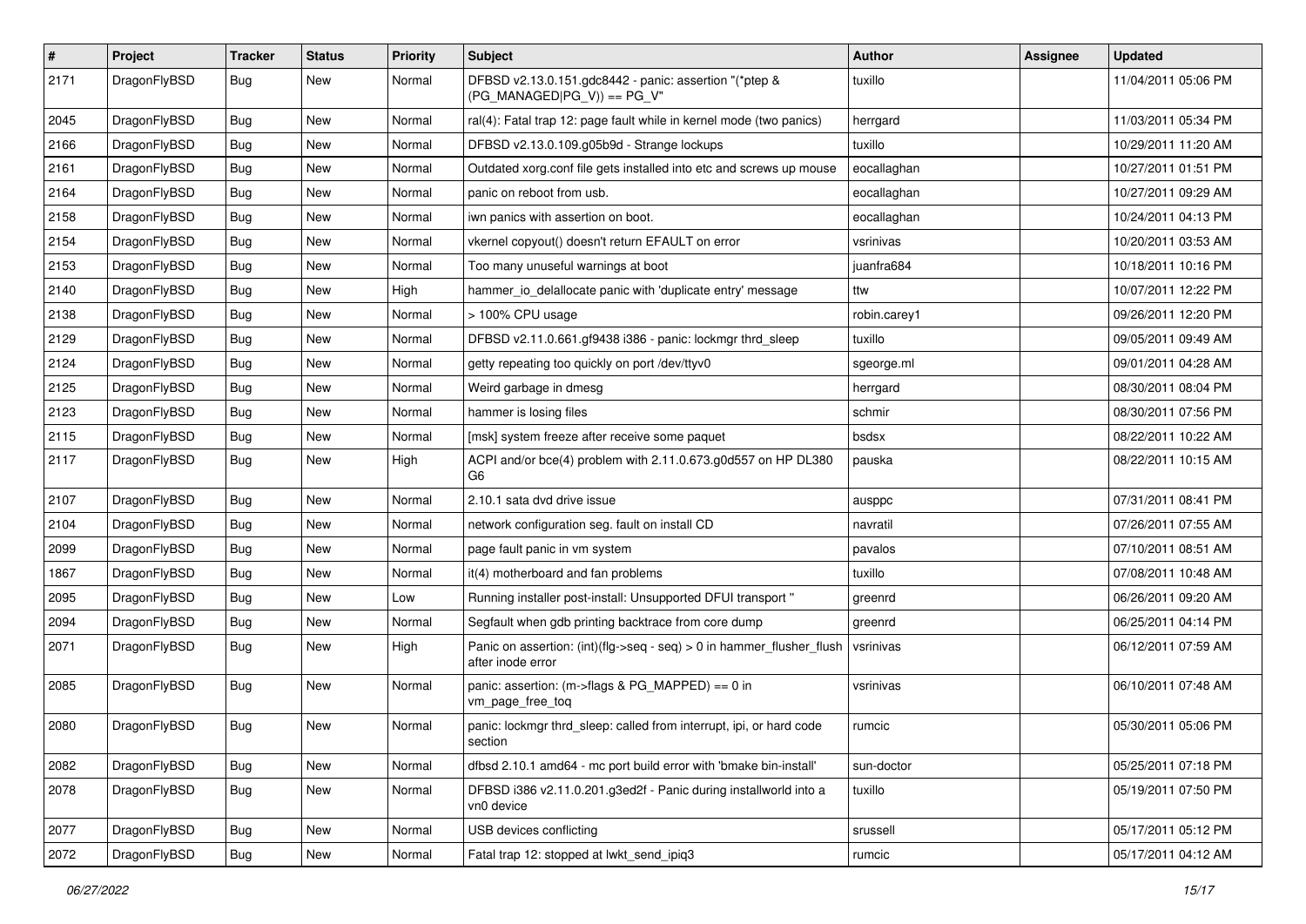| # | Project | Tracker | Status | Priority | Subject | Author | Assignee | Updated |
|---|---|---|---|---|---|---|---|---|
| 2171 | DragonFlyBSD | Bug | New | Normal | DFBSD v2.13.0.151.gdc8442 - panic: assertion "(*ptep & (PG_MANAGED\|PG_V)) == PG_V" | tuxillo | | 11/04/2011 05:06 PM |
| 2045 | DragonFlyBSD | Bug | New | Normal | ral(4): Fatal trap 12: page fault while in kernel mode (two panics) | herrgard | | 11/03/2011 05:34 PM |
| 2166 | DragonFlyBSD | Bug | New | Normal | DFBSD v2.13.0.109.g05b9d - Strange lockups | tuxillo | | 10/29/2011 11:20 AM |
| 2161 | DragonFlyBSD | Bug | New | Normal | Outdated xorg.conf file gets installed into etc and screws up mouse | eocallaghan | | 10/27/2011 01:51 PM |
| 2164 | DragonFlyBSD | Bug | New | Normal | panic on reboot from usb. | eocallaghan | | 10/27/2011 09:29 AM |
| 2158 | DragonFlyBSD | Bug | New | Normal | iwn panics with assertion on boot. | eocallaghan | | 10/24/2011 04:13 PM |
| 2154 | DragonFlyBSD | Bug | New | Normal | vkernel copyout() doesn't return EFAULT on error | vsrinivas | | 10/20/2011 03:53 AM |
| 2153 | DragonFlyBSD | Bug | New | Normal | Too many unuseful warnings at boot | juanfra684 | | 10/18/2011 10:16 PM |
| 2140 | DragonFlyBSD | Bug | New | High | hammer_io_delallocate panic with 'duplicate entry' message | ttw | | 10/07/2011 12:22 PM |
| 2138 | DragonFlyBSD | Bug | New | Normal | > 100% CPU usage | robin.carey1 | | 09/26/2011 12:20 PM |
| 2129 | DragonFlyBSD | Bug | New | Normal | DFBSD v2.11.0.661.gf9438 i386 - panic: lockmgr thrd_sleep | tuxillo | | 09/05/2011 09:49 AM |
| 2124 | DragonFlyBSD | Bug | New | Normal | getty repeating too quickly on port /dev/ttyv0 | sgeorge.ml | | 09/01/2011 04:28 AM |
| 2125 | DragonFlyBSD | Bug | New | Normal | Weird garbage in dmesg | herrgard | | 08/30/2011 08:04 PM |
| 2123 | DragonFlyBSD | Bug | New | Normal | hammer is losing files | schmir | | 08/30/2011 07:56 PM |
| 2115 | DragonFlyBSD | Bug | New | Normal | [msk] system freeze after receive some paquet | bsdsx | | 08/22/2011 10:22 AM |
| 2117 | DragonFlyBSD | Bug | New | High | ACPI and/or bce(4) problem with 2.11.0.673.g0d557 on HP DL380 G6 | pauska | | 08/22/2011 10:15 AM |
| 2107 | DragonFlyBSD | Bug | New | Normal | 2.10.1 sata dvd drive issue | ausppc | | 07/31/2011 08:41 PM |
| 2104 | DragonFlyBSD | Bug | New | Normal | network configuration seg. fault on install CD | navratil | | 07/26/2011 07:55 AM |
| 2099 | DragonFlyBSD | Bug | New | Normal | page fault panic in vm system | pavalos | | 07/10/2011 08:51 AM |
| 1867 | DragonFlyBSD | Bug | New | Normal | it(4) motherboard and fan problems | tuxillo | | 07/08/2011 10:48 AM |
| 2095 | DragonFlyBSD | Bug | New | Low | Running installer post-install: Unsupported DFUI transport " | greenrd | | 06/26/2011 09:20 AM |
| 2094 | DragonFlyBSD | Bug | New | Normal | Segfault when gdb printing backtrace from core dump | greenrd | | 06/25/2011 04:14 PM |
| 2071 | DragonFlyBSD | Bug | New | High | Panic on assertion: (int)(flg->seq - seq) > 0 in hammer_flusher_flush after inode error | vsrinivas | | 06/12/2011 07:59 AM |
| 2085 | DragonFlyBSD | Bug | New | Normal | panic: assertion: (m->flags & PG_MAPPED) == 0 in vm_page_free_toq | vsrinivas | | 06/10/2011 07:48 AM |
| 2080 | DragonFlyBSD | Bug | New | Normal | panic: lockmgr thrd_sleep: called from interrupt, ipi, or hard code section | rumcic | | 05/30/2011 05:06 PM |
| 2082 | DragonFlyBSD | Bug | New | Normal | dfbsd 2.10.1 amd64 - mc port build error with 'bmake bin-install' | sun-doctor | | 05/25/2011 07:18 PM |
| 2078 | DragonFlyBSD | Bug | New | Normal | DFBSD i386 v2.11.0.201.g3ed2f - Panic during installworld into a vn0 device | tuxillo | | 05/19/2011 07:50 PM |
| 2077 | DragonFlyBSD | Bug | New | Normal | USB devices conflicting | srussell | | 05/17/2011 05:12 PM |
| 2072 | DragonFlyBSD | Bug | New | Normal | Fatal trap 12: stopped at lwkt_send_ipiq3 | rumcic | | 05/17/2011 04:12 AM |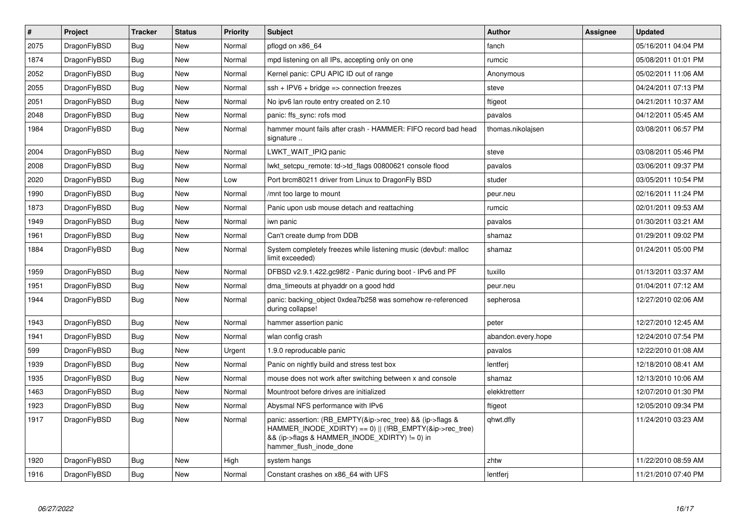| # | Project | Tracker | Status | Priority | Subject | Author | Assignee | Updated |
|---|---|---|---|---|---|---|---|---|
| 2075 | DragonFlyBSD | Bug | New | Normal | pflogd on x86_64 | fanch | | 05/16/2011 04:04 PM |
| 1874 | DragonFlyBSD | Bug | New | Normal | mpd listening on all IPs, accepting only on one | rumcic | | 05/08/2011 01:01 PM |
| 2052 | DragonFlyBSD | Bug | New | Normal | Kernel panic: CPU APIC ID out of range | Anonymous | | 05/02/2011 11:06 AM |
| 2055 | DragonFlyBSD | Bug | New | Normal | ssh + IPV6 + bridge => connection freezes | steve | | 04/24/2011 07:13 PM |
| 2051 | DragonFlyBSD | Bug | New | Normal | No ipv6 lan route entry created on 2.10 | ftigeot | | 04/21/2011 10:37 AM |
| 2048 | DragonFlyBSD | Bug | New | Normal | panic: ffs_sync: rofs mod | pavalos | | 04/12/2011 05:45 AM |
| 1984 | DragonFlyBSD | Bug | New | Normal | hammer mount fails after crash - HAMMER: FIFO record bad head signature .. | thomas.nikolajsen | | 03/08/2011 06:57 PM |
| 2004 | DragonFlyBSD | Bug | New | Normal | LWKT_WAIT_IPIQ panic | steve | | 03/08/2011 05:46 PM |
| 2008 | DragonFlyBSD | Bug | New | Normal | lwkt_setcpu_remote: td->td_flags 00800621 console flood | pavalos | | 03/06/2011 09:37 PM |
| 2020 | DragonFlyBSD | Bug | New | Low | Port brcm80211 driver from Linux to DragonFly BSD | studer | | 03/05/2011 10:54 PM |
| 1990 | DragonFlyBSD | Bug | New | Normal | /mnt too large to mount | peur.neu | | 02/16/2011 11:24 PM |
| 1873 | DragonFlyBSD | Bug | New | Normal | Panic upon usb mouse detach and reattaching | rumcic | | 02/01/2011 09:53 AM |
| 1949 | DragonFlyBSD | Bug | New | Normal | iwn panic | pavalos | | 01/30/2011 03:21 AM |
| 1961 | DragonFlyBSD | Bug | New | Normal | Can't create dump from DDB | shamaz | | 01/29/2011 09:02 PM |
| 1884 | DragonFlyBSD | Bug | New | Normal | System completely freezes while listening music (devbuf: malloc limit exceeded) | shamaz | | 01/24/2011 05:00 PM |
| 1959 | DragonFlyBSD | Bug | New | Normal | DFBSD v2.9.1.422.gc98f2 - Panic during boot - IPv6 and PF | tuxillo | | 01/13/2011 03:37 AM |
| 1951 | DragonFlyBSD | Bug | New | Normal | dma_timeouts at phyaddr on a good hdd | peur.neu | | 01/04/2011 07:12 AM |
| 1944 | DragonFlyBSD | Bug | New | Normal | panic: backing_object 0xdea7b258 was somehow re-referenced during collapse! | sepherosa | | 12/27/2010 02:06 AM |
| 1943 | DragonFlyBSD | Bug | New | Normal | hammer assertion panic | peter | | 12/27/2010 12:45 AM |
| 1941 | DragonFlyBSD | Bug | New | Normal | wlan config crash | abandon.every.hope | | 12/24/2010 07:54 PM |
| 599 | DragonFlyBSD | Bug | New | Urgent | 1.9.0 reproducable panic | pavalos | | 12/22/2010 01:08 AM |
| 1939 | DragonFlyBSD | Bug | New | Normal | Panic on nightly build and stress test box | lentferj | | 12/18/2010 08:41 AM |
| 1935 | DragonFlyBSD | Bug | New | Normal | mouse does not work after switching between x and console | shamaz | | 12/13/2010 10:06 AM |
| 1463 | DragonFlyBSD | Bug | New | Normal | Mountroot before drives are initialized | elekktretterr | | 12/07/2010 01:30 PM |
| 1923 | DragonFlyBSD | Bug | New | Normal | Abysmal NFS performance with IPv6 | ftigeot | | 12/05/2010 09:34 PM |
| 1917 | DragonFlyBSD | Bug | New | Normal | panic: assertion: (RB_EMPTY(&ip->rec_tree) && (ip->flags & HAMMER_INODE_XDIRTY) == 0) \|\| (!RB_EMPTY(&ip->rec_tree) && (ip->flags & HAMMER_INODE_XDIRTY) != 0) in hammer_flush_inode_done | qhwt.dfly | | 11/24/2010 03:23 AM |
| 1920 | DragonFlyBSD | Bug | New | High | system hangs | zhtw | | 11/22/2010 08:59 AM |
| 1916 | DragonFlyBSD | Bug | New | Normal | Constant crashes on x86_64 with UFS | lentferj | | 11/21/2010 07:40 PM |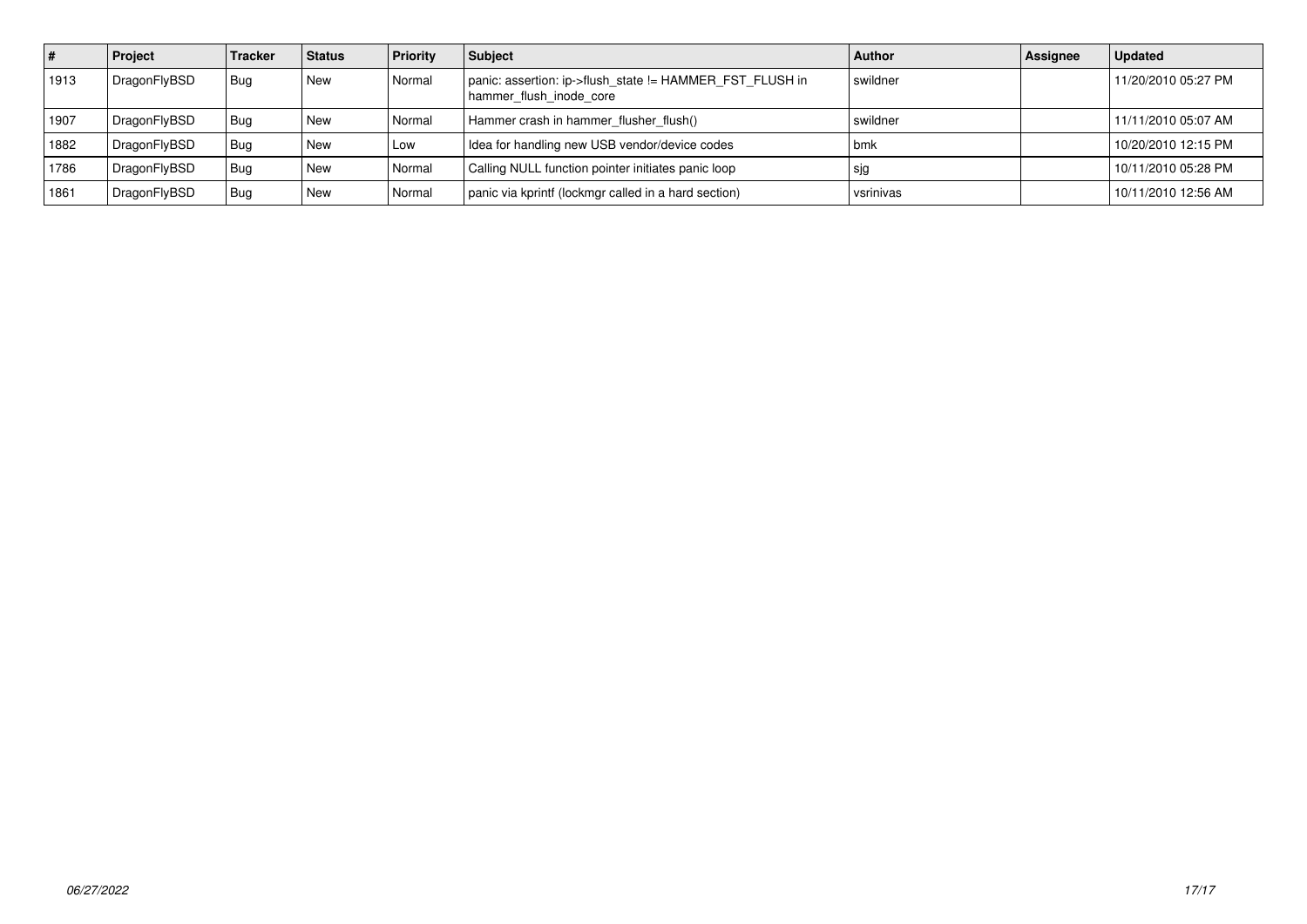| # | Project | Tracker | Status | Priority | Subject | Author | Assignee | Updated |
|---|---|---|---|---|---|---|---|---|
| 1913 | DragonFlyBSD | Bug | New | Normal | panic: assertion: ip->flush_state != HAMMER_FST_FLUSH in hammer_flush_inode_core | swildner | | 11/20/2010 05:27 PM |
| 1907 | DragonFlyBSD | Bug | New | Normal | Hammer crash in hammer_flusher_flush() | swildner | | 11/11/2010 05:07 AM |
| 1882 | DragonFlyBSD | Bug | New | Low | Idea for handling new USB vendor/device codes | bmk | | 10/20/2010 12:15 PM |
| 1786 | DragonFlyBSD | Bug | New | Normal | Calling NULL function pointer initiates panic loop | sjg | | 10/11/2010 05:28 PM |
| 1861 | DragonFlyBSD | Bug | New | Normal | panic via kprintf (lockmgr called in a hard section) | vsrinivas | | 10/11/2010 12:56 AM |